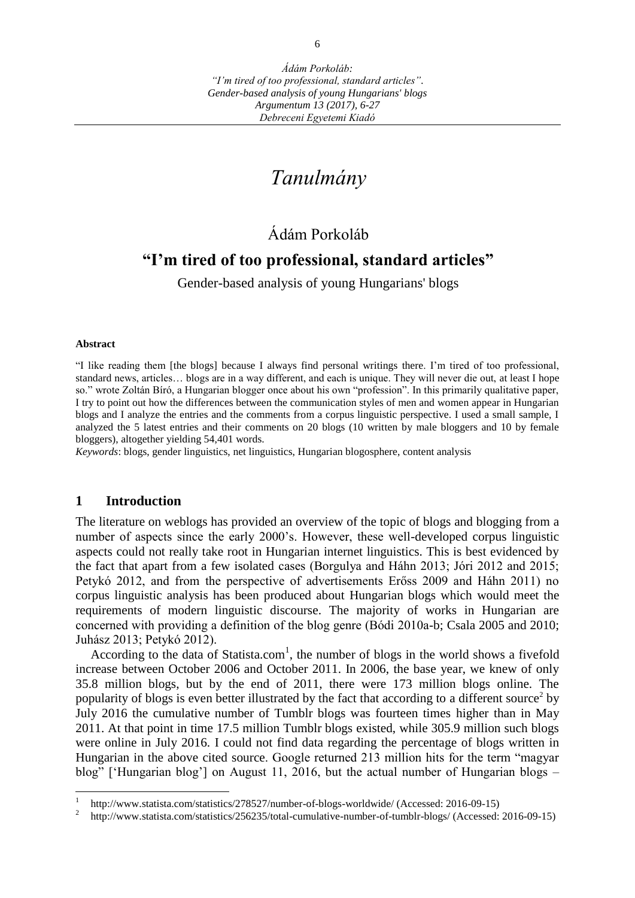# Tanulmány

## Ádám Porkoláb

## “I’m tired of too professional, standard articles”

Gender-based analysis of young Hungarians' blogs

**Abstract**

“I like reading them [the blogs] because I always find personal writings there. I’m tired of too professional, standard news, articles… blogs are in a way different, and each is unique. They will never die out, at least I hope so.” wrote Zoltán Bíró, a Hungarian blogger once about his own “profession”. In this primarily qualitative paper, I try to point out how the differences between the communication styles of men and women appear in Hungarian blogs and I analyze the entries and the comments from a corpus linguistic perspective. I used a small sample, I analyzed the 5 latest entries and their comments on 20 blogs (10 written by male bloggers and 10 by female bloggers), altogether yielding 54,401 words.

*Keywords*: blogs, gender linguistics, net linguistics, Hungarian blogosphere, content analysis

## 1 Introduction

The literature on weblogs has provided an overview of the topic of blogs and blogging from a number of aspects since the early 2000’s. However, these well-developed corpus linguistic aspects could not really take root in Hungarian internet linguistics. This is best evidenced by the fact that apart from a few isolated cases (Borgulya and Háhn 2013; Jóri 2012 and 2015; Petykó 2012, and from the perspective of advertisements Erőss 2009 and Háhn 2011) no corpus linguistic analysis has been produced about Hungarian blogs which would meet the requirements of modern linguistic discourse. The majority of works in Hungarian are concerned with providing a definition of the blog genre (Bódi 2010a-b; Csala 2005 and 2010; Juhász 2013; Petykó 2012).

According to the data of Statista.com[1], the number of blogs in the world shows a fivefold increase between October 2006 and October 2011. In 2006, the base year, we knew of only 35.8 million blogs, but by the end of 2011, there were 173 million blogs online. The popularity of blogs is even better illustrated by the fact that according to a different source[2] by July 2016 the cumulative number of Tumblr blogs was fourteen times higher than in May 2011. At that point in time 17.5 million Tumblr blogs existed, while 305.9 million such blogs were online in July 2016. I could not find data regarding the percentage of blogs written in Hungarian in the above cited source. Google returned 213 million hits for the term “magyar blog” [‘Hungarian blog’] on August 11, 2016, but the actual number of Hungarian blogs –

[1] http://www.statista.com/statistics/278527/number-of-blogs-worldwide/ (Accessed: 2016-09-15)

[2] http://www.statista.com/statistics/256235/total-cumulative-number-of-tumblr-blogs/ (Accessed: 2016-09-15)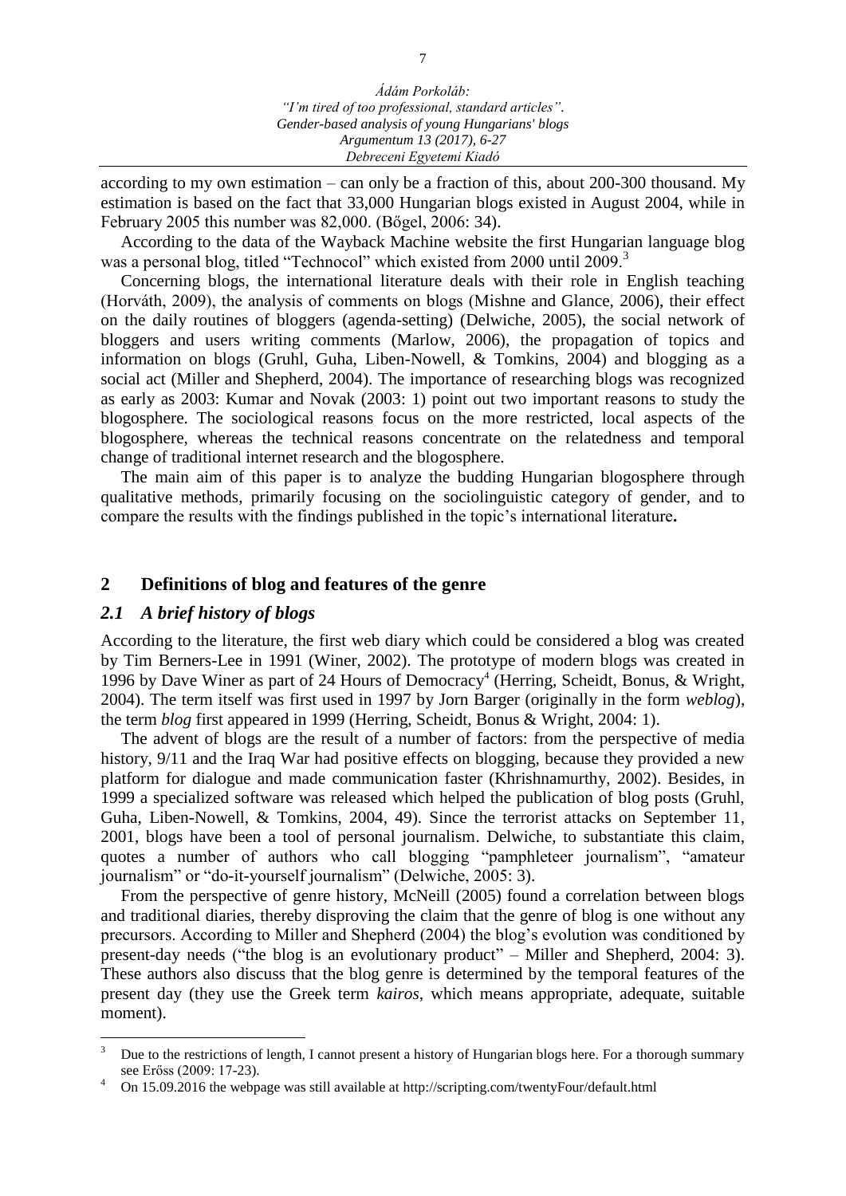according to my own estimation – can only be a fraction of this, about 200-300 thousand. My estimation is based on the fact that 33,000 Hungarian blogs existed in August 2004, while in February 2005 this number was 82,000. (Bőgel, 2006: 34).

According to the data of the Wayback Machine website the first Hungarian language blog was a personal blog, titled "Technocol" which existed from 2000 until 2009.[3]

Concerning blogs, the international literature deals with their role in English teaching (Horváth, 2009), the analysis of comments on blogs (Mishne and Glance, 2006), their effect on the daily routines of bloggers (agenda-setting) (Delwiche, 2005), the social network of bloggers and users writing comments (Marlow, 2006), the propagation of topics and information on blogs (Gruhl, Guha, Liben-Nowell, & Tomkins, 2004) and blogging as a social act (Miller and Shepherd, 2004). The importance of researching blogs was recognized as early as 2003: Kumar and Novak (2003: 1) point out two important reasons to study the blogosphere. The sociological reasons focus on the more restricted, local aspects of the blogosphere, whereas the technical reasons concentrate on the relatedness and temporal change of traditional internet research and the blogosphere.

The main aim of this paper is to analyze the budding Hungarian blogosphere through qualitative methods, primarily focusing on the sociolinguistic category of gender, and to compare the results with the findings published in the topic's international literature**.**

## 2 Definitions of blog and features of the genre

### *2.1 A brief history of blogs*

According to the literature, the first web diary which could be considered a blog was created by Tim Berners-Lee in 1991 (Winer, 2002). The prototype of modern blogs was created in 1996 by Dave Winer as part of 24 Hours of Democracy[4] (Herring, Scheidt, Bonus, & Wright, 2004). The term itself was first used in 1997 by Jorn Barger (originally in the form *weblog*), the term *blog* first appeared in 1999 (Herring, Scheidt, Bonus & Wright, 2004: 1).

The advent of blogs are the result of a number of factors: from the perspective of media history, 9/11 and the Iraq War had positive effects on blogging, because they provided a new platform for dialogue and made communication faster (Khrishnamurthy, 2002). Besides, in 1999 a specialized software was released which helped the publication of blog posts (Gruhl, Guha, Liben-Nowell, & Tomkins, 2004, 49). Since the terrorist attacks on September 11, 2001, blogs have been a tool of personal journalism. Delwiche, to substantiate this claim, quotes a number of authors who call blogging "pamphleteer journalism", "amateur journalism" or "do-it-yourself journalism" (Delwiche, 2005: 3).

From the perspective of genre history, McNeill (2005) found a correlation between blogs and traditional diaries, thereby disproving the claim that the genre of blog is one without any precursors. According to Miller and Shepherd (2004) the blog's evolution was conditioned by present-day needs ("the blog is an evolutionary product" – Miller and Shepherd, 2004: 3). These authors also discuss that the blog genre is determined by the temporal features of the present day (they use the Greek term *kairos*, which means appropriate, adequate, suitable moment).

---

[3] Due to the restrictions of length, I cannot present a history of Hungarian blogs here. For a thorough summary see Erőss (2009: 17-23).

[4] On 15.09.2016 the webpage was still available at http://scripting.com/twentyFour/default.html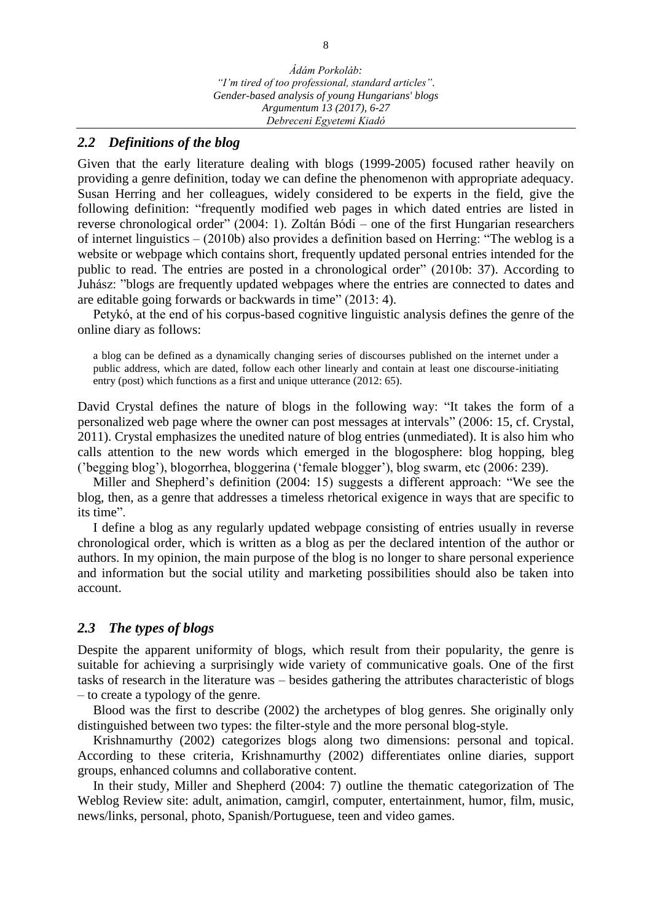### *2.2 Definitions of the blog*

Given that the early literature dealing with blogs (1999-2005) focused rather heavily on providing a genre definition, today we can define the phenomenon with appropriate adequacy. Susan Herring and her colleagues, widely considered to be experts in the field, give the following definition: "frequently modified web pages in which dated entries are listed in reverse chronological order" (2004: 1). Zoltán Bódi – one of the first Hungarian researchers of internet linguistics – (2010b) also provides a definition based on Herring: "The weblog is a website or webpage which contains short, frequently updated personal entries intended for the public to read. The entries are posted in a chronological order" (2010b: 37). According to Juhász: "blogs are frequently updated webpages where the entries are connected to dates and are editable going forwards or backwards in time" (2013: 4).

Petykó, at the end of his corpus-based cognitive linguistic analysis defines the genre of the online diary as follows:

> a blog can be defined as a dynamically changing series of discourses published on the internet under a public address, which are dated, follow each other linearly and contain at least one discourse-initiating entry (post) which functions as a first and unique utterance (2012: 65).

David Crystal defines the nature of blogs in the following way: "It takes the form of a personalized web page where the owner can post messages at intervals" (2006: 15, cf. Crystal, 2011). Crystal emphasizes the unedited nature of blog entries (unmediated). It is also him who calls attention to the new words which emerged in the blogosphere: blog hopping, bleg ('begging blog'), blogorrhea, bloggerina ('female blogger'), blog swarm, etc (2006: 239).

Miller and Shepherd's definition (2004: 15) suggests a different approach: "We see the blog, then, as a genre that addresses a timeless rhetorical exigence in ways that are specific to its time".

I define a blog as any regularly updated webpage consisting of entries usually in reverse chronological order, which is written as a blog as per the declared intention of the author or authors. In my opinion, the main purpose of the blog is no longer to share personal experience and information but the social utility and marketing possibilities should also be taken into account.

### *2.3 The types of blogs*

Despite the apparent uniformity of blogs, which result from their popularity, the genre is suitable for achieving a surprisingly wide variety of communicative goals. One of the first tasks of research in the literature was – besides gathering the attributes characteristic of blogs – to create a typology of the genre.

Blood was the first to describe (2002) the archetypes of blog genres. She originally only distinguished between two types: the filter-style and the more personal blog-style.

Krishnamurthy (2002) categorizes blogs along two dimensions: personal and topical. According to these criteria, Krishnamurthy (2002) differentiates online diaries, support groups, enhanced columns and collaborative content.

In their study, Miller and Shepherd (2004: 7) outline the thematic categorization of The Weblog Review site: adult, animation, camgirl, computer, entertainment, humor, film, music, news/links, personal, photo, Spanish/Portuguese, teen and video games.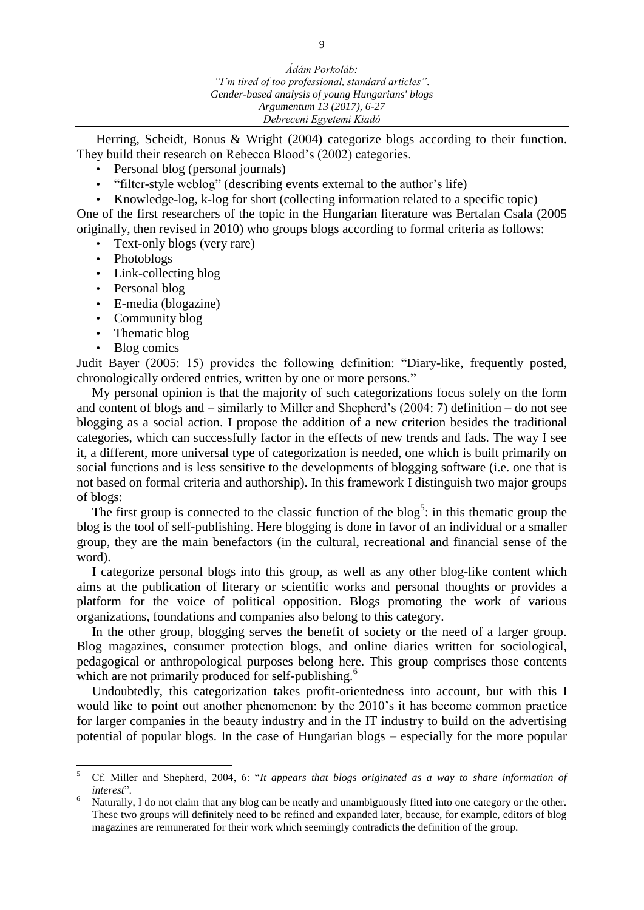Herring, Scheidt, Bonus & Wright (2004) categorize blogs according to their function. They build their research on Rebecca Blood's (2002) categories.

- Personal blog (personal journals)
- "filter-style weblog" (describing events external to the author's life)
- Knowledge-log, k-log for short (collecting information related to a specific topic)

One of the first researchers of the topic in the Hungarian literature was Bertalan Csala (2005 originally, then revised in 2010) who groups blogs according to formal criteria as follows:

- Text-only blogs (very rare)
- Photoblogs
- Link-collecting blog
- Personal blog
- E-media (blogazine)
- Community blog
- Thematic blog
- Blog comics

Judit Bayer (2005: 15) provides the following definition: "Diary-like, frequently posted, chronologically ordered entries, written by one or more persons."

My personal opinion is that the majority of such categorizations focus solely on the form and content of blogs and – similarly to Miller and Shepherd's (2004: 7) definition – do not see blogging as a social action. I propose the addition of a new criterion besides the traditional categories, which can successfully factor in the effects of new trends and fads. The way I see it, a different, more universal type of categorization is needed, one which is built primarily on social functions and is less sensitive to the developments of blogging software (i.e. one that is not based on formal criteria and authorship). In this framework I distinguish two major groups of blogs:

The first group is connected to the classic function of the blog[5]: in this thematic group the blog is the tool of self-publishing. Here blogging is done in favor of an individual or a smaller group, they are the main benefactors (in the cultural, recreational and financial sense of the word).

I categorize personal blogs into this group, as well as any other blog-like content which aims at the publication of literary or scientific works and personal thoughts or provides a platform for the voice of political opposition. Blogs promoting the work of various organizations, foundations and companies also belong to this category.

In the other group, blogging serves the benefit of society or the need of a larger group. Blog magazines, consumer protection blogs, and online diaries written for sociological, pedagogical or anthropological purposes belong here. This group comprises those contents which are not primarily produced for self-publishing.[6]

Undoubtedly, this categorization takes profit-orientedness into account, but with this I would like to point out another phenomenon: by the 2010's it has become common practice for larger companies in the beauty industry and in the IT industry to build on the advertising potential of popular blogs. In the case of Hungarian blogs – especially for the more popular

---

[5] Cf. Miller and Shepherd, 2004, 6: "*It appears that blogs originated as a way to share information of interest*".

[6] Naturally, I do not claim that any blog can be neatly and unambiguously fitted into one category or the other. These two groups will definitely need to be refined and expanded later, because, for example, editors of blog magazines are remunerated for their work which seemingly contradicts the definition of the group.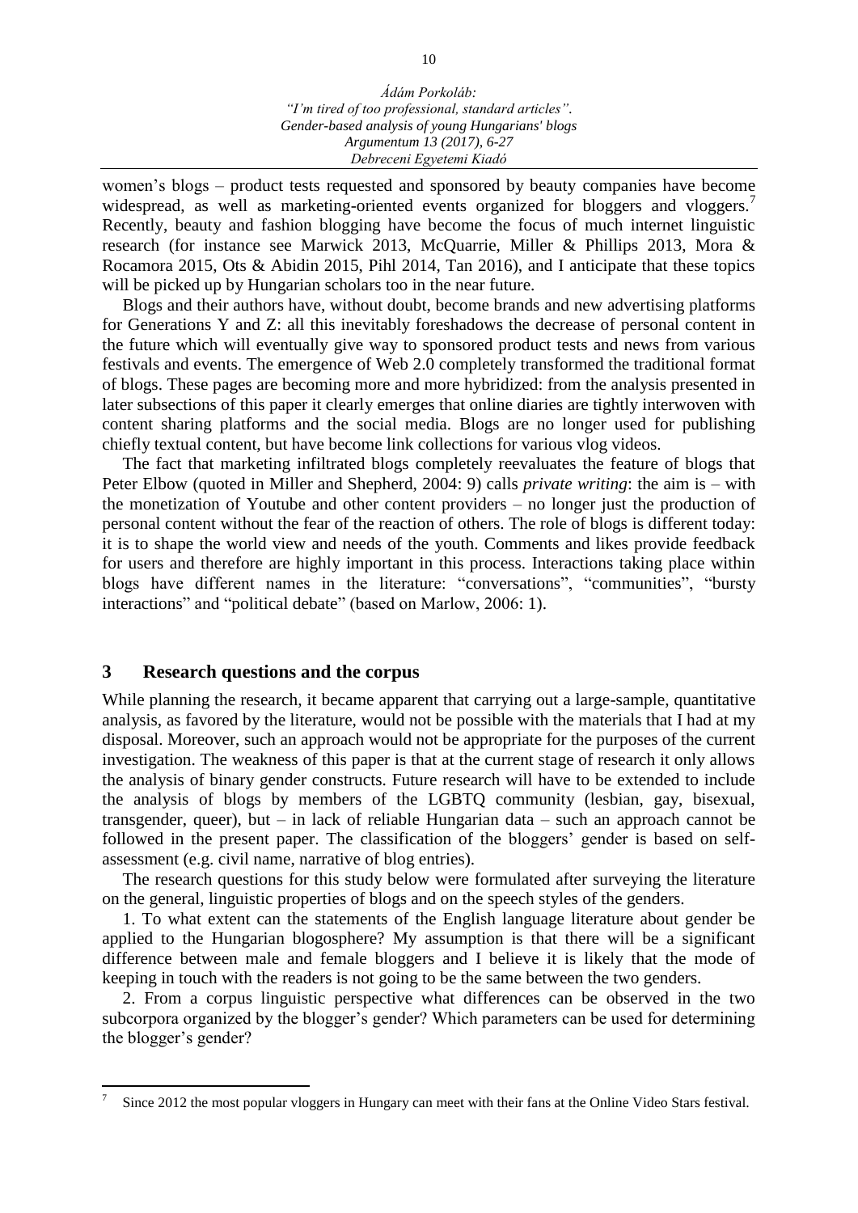women's blogs – product tests requested and sponsored by beauty companies have become widespread, as well as marketing-oriented events organized for bloggers and vloggers.[7] Recently, beauty and fashion blogging have become the focus of much internet linguistic research (for instance see Marwick 2013, McQuarrie, Miller & Phillips 2013, Mora & Rocamora 2015, Ots & Abidin 2015, Pihl 2014, Tan 2016), and I anticipate that these topics will be picked up by Hungarian scholars too in the near future.

Blogs and their authors have, without doubt, become brands and new advertising platforms for Generations Y and Z: all this inevitably foreshadows the decrease of personal content in the future which will eventually give way to sponsored product tests and news from various festivals and events. The emergence of Web 2.0 completely transformed the traditional format of blogs. These pages are becoming more and more hybridized: from the analysis presented in later subsections of this paper it clearly emerges that online diaries are tightly interwoven with content sharing platforms and the social media. Blogs are no longer used for publishing chiefly textual content, but have become link collections for various vlog videos.

The fact that marketing infiltrated blogs completely reevaluates the feature of blogs that Peter Elbow (quoted in Miller and Shepherd, 2004: 9) calls *private writing*: the aim is – with the monetization of Youtube and other content providers – no longer just the production of personal content without the fear of the reaction of others. The role of blogs is different today: it is to shape the world view and needs of the youth. Comments and likes provide feedback for users and therefore are highly important in this process. Interactions taking place within blogs have different names in the literature: "conversations", "communities", "bursty interactions" and "political debate" (based on Marlow, 2006: 1).

## 3 Research questions and the corpus

While planning the research, it became apparent that carrying out a large-sample, quantitative analysis, as favored by the literature, would not be possible with the materials that I had at my disposal. Moreover, such an approach would not be appropriate for the purposes of the current investigation. The weakness of this paper is that at the current stage of research it only allows the analysis of binary gender constructs. Future research will have to be extended to include the analysis of blogs by members of the LGBTQ community (lesbian, gay, bisexual, transgender, queer), but – in lack of reliable Hungarian data – such an approach cannot be followed in the present paper. The classification of the bloggers' gender is based on self-assessment (e.g. civil name, narrative of blog entries).

The research questions for this study below were formulated after surveying the literature on the general, linguistic properties of blogs and on the speech styles of the genders.

1. To what extent can the statements of the English language literature about gender be applied to the Hungarian blogosphere? My assumption is that there will be a significant difference between male and female bloggers and I believe it is likely that the mode of keeping in touch with the readers is not going to be the same between the two genders.

2. From a corpus linguistic perspective what differences can be observed in the two subcorpora organized by the blogger's gender? Which parameters can be used for determining the blogger's gender?

---

[7] Since 2012 the most popular vloggers in Hungary can meet with their fans at the Online Video Stars festival.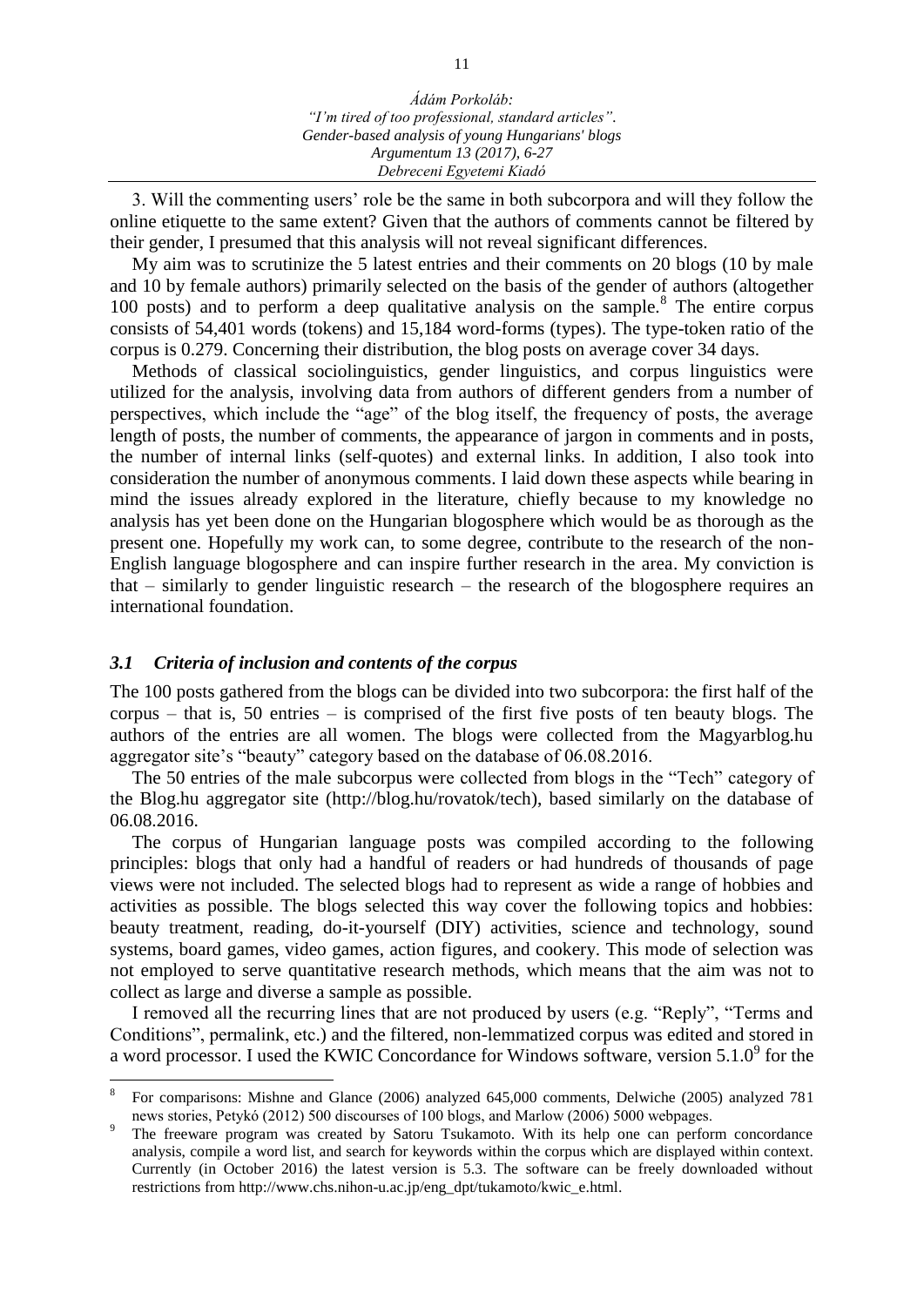3. Will the commenting users' role be the same in both subcorpora and will they follow the online etiquette to the same extent? Given that the authors of comments cannot be filtered by their gender, I presumed that this analysis will not reveal significant differences.

My aim was to scrutinize the 5 latest entries and their comments on 20 blogs (10 by male and 10 by female authors) primarily selected on the basis of the gender of authors (altogether 100 posts) and to perform a deep qualitative analysis on the sample.[8] The entire corpus consists of 54,401 words (tokens) and 15,184 word-forms (types). The type-token ratio of the corpus is 0.279. Concerning their distribution, the blog posts on average cover 34 days.

Methods of classical sociolinguistics, gender linguistics, and corpus linguistics were utilized for the analysis, involving data from authors of different genders from a number of perspectives, which include the "age" of the blog itself, the frequency of posts, the average length of posts, the number of comments, the appearance of jargon in comments and in posts, the number of internal links (self-quotes) and external links. In addition, I also took into consideration the number of anonymous comments. I laid down these aspects while bearing in mind the issues already explored in the literature, chiefly because to my knowledge no analysis has yet been done on the Hungarian blogosphere which would be as thorough as the present one. Hopefully my work can, to some degree, contribute to the research of the non-English language blogosphere and can inspire further research in the area. My conviction is that – similarly to gender linguistic research – the research of the blogosphere requires an international foundation.

### *3.1 Criteria of inclusion and contents of the corpus*

The 100 posts gathered from the blogs can be divided into two subcorpora: the first half of the corpus – that is, 50 entries – is comprised of the first five posts of ten beauty blogs. The authors of the entries are all women. The blogs were collected from the Magyarblog.hu aggregator site's "beauty" category based on the database of 06.08.2016.

The 50 entries of the male subcorpus were collected from blogs in the "Tech" category of the Blog.hu aggregator site (http://blog.hu/rovatok/tech), based similarly on the database of 06.08.2016.

The corpus of Hungarian language posts was compiled according to the following principles: blogs that only had a handful of readers or had hundreds of thousands of page views were not included. The selected blogs had to represent as wide a range of hobbies and activities as possible. The blogs selected this way cover the following topics and hobbies: beauty treatment, reading, do-it-yourself (DIY) activities, science and technology, sound systems, board games, video games, action figures, and cookery. This mode of selection was not employed to serve quantitative research methods, which means that the aim was not to collect as large and diverse a sample as possible.

I removed all the recurring lines that are not produced by users (e.g. "Reply", "Terms and Conditions", permalink, etc.) and the filtered, non-lemmatized corpus was edited and stored in a word processor. I used the KWIC Concordance for Windows software, version 5.1.0[9] for the

---

[8] For comparisons: Mishne and Glance (2006) analyzed 645,000 comments, Delwiche (2005) analyzed 781 news stories, Petykó (2012) 500 discourses of 100 blogs, and Marlow (2006) 5000 webpages.

[9] The freeware program was created by Satoru Tsukamoto. With its help one can perform concordance analysis, compile a word list, and search for keywords within the corpus which are displayed within context. Currently (in October 2016) the latest version is 5.3. The software can be freely downloaded without restrictions from http://www.chs.nihon-u.ac.jp/eng_dpt/tukamoto/kwic_e.html.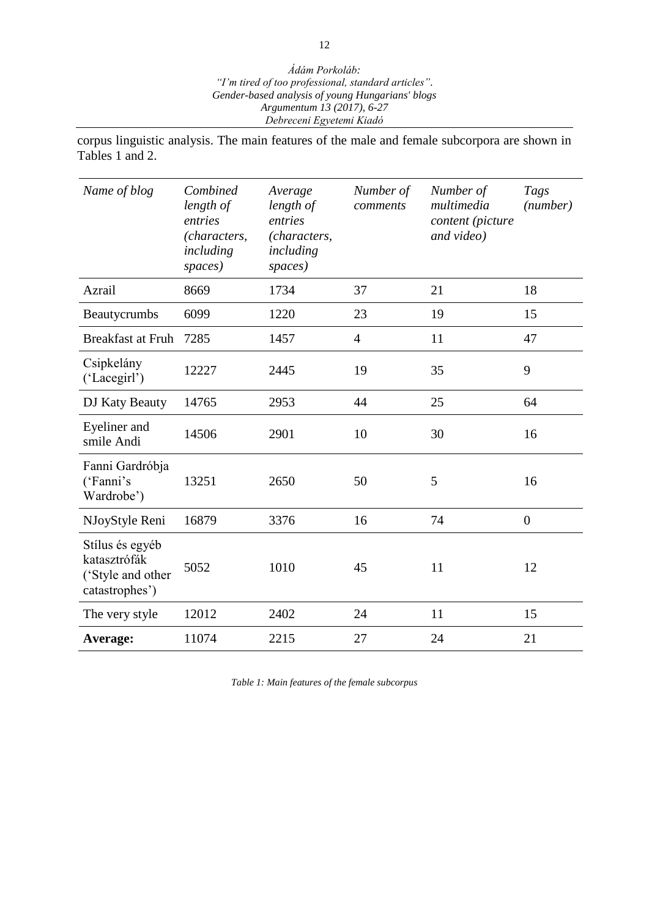corpus linguistic analysis. The main features of the male and female subcorpora are shown in Tables 1 and 2.

| *Name of blog* | *Combined length of entries (characters, including spaces)* | *Average length of entries (characters, including spaces)* | *Number of comments* | *Number of multimedia content (picture and video)* | *Tags (number)* |
|---|---|---|---|---|---|
| Azrail | 8669 | 1734 | 37 | 21 | 18 |
| Beautycrumbs | 6099 | 1220 | 23 | 19 | 15 |
| Breakfast at Fruh | 7285 | 1457 | 4 | 11 | 47 |
| Csipkelány ('Lacegirl') | 12227 | 2445 | 19 | 35 | 9 |
| DJ Katy Beauty | 14765 | 2953 | 44 | 25 | 64 |
| Eyeliner and smile Andi | 14506 | 2901 | 10 | 30 | 16 |
| Fanni Gardróbja ('Fanni's Wardrobe') | 13251 | 2650 | 50 | 5 | 16 |
| NJoyStyle Reni | 16879 | 3376 | 16 | 74 | 0 |
| Stílus és egyéb katasztrófák ('Style and other catastrophes') | 5052 | 1010 | 45 | 11 | 12 |
| The very style | 12012 | 2402 | 24 | 11 | 15 |
| **Average:** | 11074 | 2215 | 27 | 24 | 21 |

*Table 1: Main features of the female subcorpus*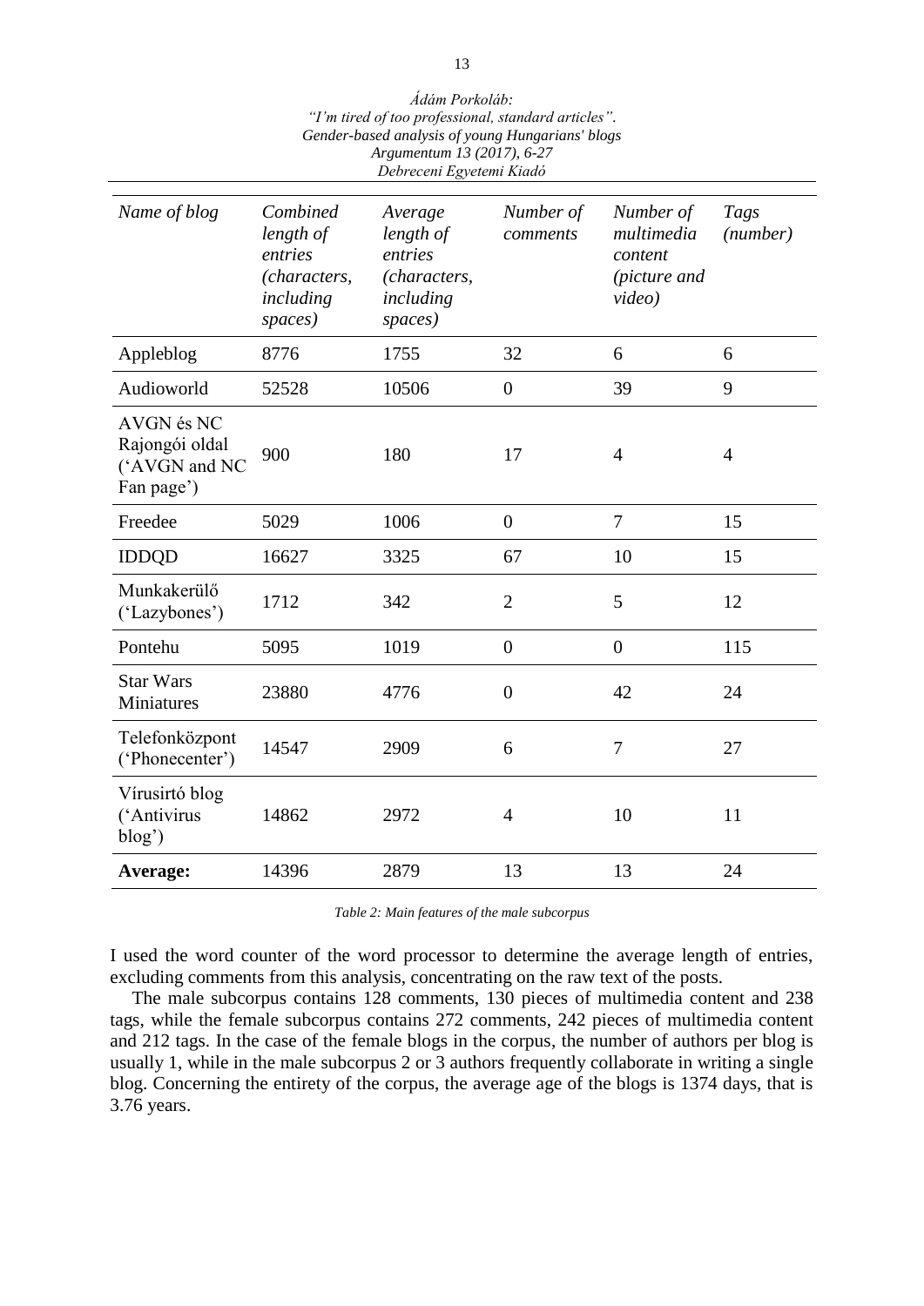| *Name of blog* | *Combined length of entries (characters, including spaces)* | *Average length of entries (characters, including spaces)* | *Number of comments* | *Number of multimedia content (picture and video)* | *Tags (number)* |
|---|---|---|---|---|---|
| Appleblog | 8776 | 1755 | 32 | 6 | 6 |
| Audioworld | 52528 | 10506 | 0 | 39 | 9 |
| AVGN és NC Rajongói oldal ('AVGN and NC Fan page') | 900 | 180 | 17 | 4 | 4 |
| Freedee | 5029 | 1006 | 0 | 7 | 15 |
| IDDQD | 16627 | 3325 | 67 | 10 | 15 |
| Munkakerülő ('Lazybones') | 1712 | 342 | 2 | 5 | 12 |
| Pontehu | 5095 | 1019 | 0 | 0 | 115 |
| Star Wars Miniatures | 23880 | 4776 | 0 | 42 | 24 |
| Telefonközpont ('Phonecenter') | 14547 | 2909 | 6 | 7 | 27 |
| Vírusirtó blog ('Antivirus blog') | 14862 | 2972 | 4 | 10 | 11 |
| **Average:** | 14396 | 2879 | 13 | 13 | 24 |

*Table 2: Main features of the male subcorpus*

I used the word counter of the word processor to determine the average length of entries, excluding comments from this analysis, concentrating on the raw text of the posts.

The male subcorpus contains 128 comments, 130 pieces of multimedia content and 238 tags, while the female subcorpus contains 272 comments, 242 pieces of multimedia content and 212 tags. In the case of the female blogs in the corpus, the number of authors per blog is usually 1, while in the male subcorpus 2 or 3 authors frequently collaborate in writing a single blog. Concerning the entirety of the corpus, the average age of the blogs is 1374 days, that is 3.76 years.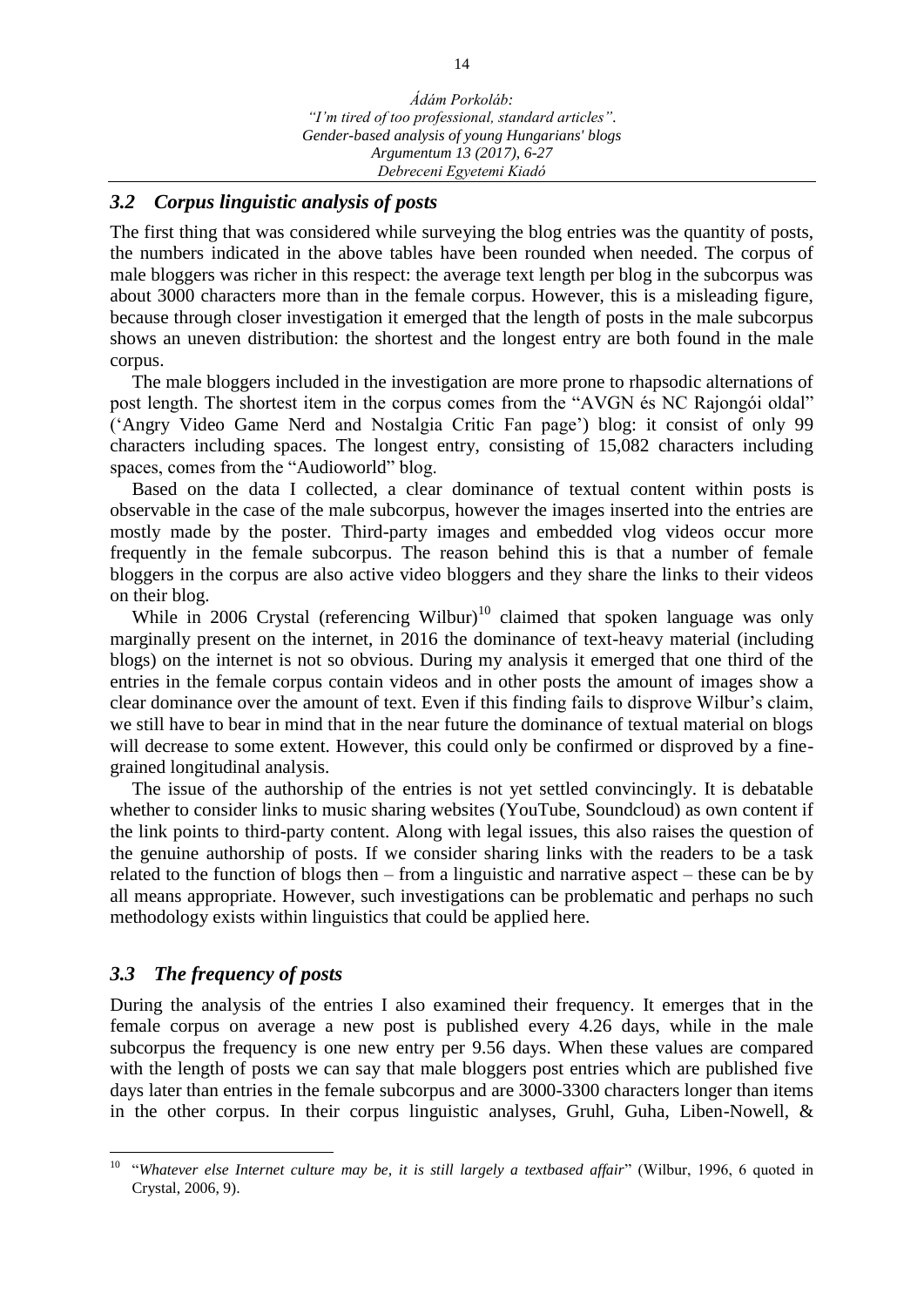## 3.2 Corpus linguistic analysis of posts

The first thing that was considered while surveying the blog entries was the quantity of posts, the numbers indicated in the above tables have been rounded when needed. The corpus of male bloggers was richer in this respect: the average text length per blog in the subcorpus was about 3000 characters more than in the female corpus. However, this is a misleading figure, because through closer investigation it emerged that the length of posts in the male subcorpus shows an uneven distribution: the shortest and the longest entry are both found in the male corpus.

The male bloggers included in the investigation are more prone to rhapsodic alternations of post length. The shortest item in the corpus comes from the "AVGN és NC Rajongói oldal" ('Angry Video Game Nerd and Nostalgia Critic Fan page') blog: it consist of only 99 characters including spaces. The longest entry, consisting of 15,082 characters including spaces, comes from the "Audioworld" blog.

Based on the data I collected, a clear dominance of textual content within posts is observable in the case of the male subcorpus, however the images inserted into the entries are mostly made by the poster. Third-party images and embedded vlog videos occur more frequently in the female subcorpus. The reason behind this is that a number of female bloggers in the corpus are also active video bloggers and they share the links to their videos on their blog.

While in 2006 Crystal (referencing Wilbur)[10] claimed that spoken language was only marginally present on the internet, in 2016 the dominance of text-heavy material (including blogs) on the internet is not so obvious. During my analysis it emerged that one third of the entries in the female corpus contain videos and in other posts the amount of images show a clear dominance over the amount of text. Even if this finding fails to disprove Wilbur's claim, we still have to bear in mind that in the near future the dominance of textual material on blogs will decrease to some extent. However, this could only be confirmed or disproved by a fine-grained longitudinal analysis.

The issue of the authorship of the entries is not yet settled convincingly. It is debatable whether to consider links to music sharing websites (YouTube, Soundcloud) as own content if the link points to third-party content. Along with legal issues, this also raises the question of the genuine authorship of posts. If we consider sharing links with the readers to be a task related to the function of blogs then – from a linguistic and narrative aspect – these can be by all means appropriate. However, such investigations can be problematic and perhaps no such methodology exists within linguistics that could be applied here.

## 3.3 The frequency of posts

During the analysis of the entries I also examined their frequency. It emerges that in the female corpus on average a new post is published every 4.26 days, while in the male subcorpus the frequency is one new entry per 9.56 days. When these values are compared with the length of posts we can say that male bloggers post entries which are published five days later than entries in the female subcorpus and are 3000-3300 characters longer than items in the other corpus. In their corpus linguistic analyses, Gruhl, Guha, Liben-Nowell, &

---

[10] "*Whatever else Internet culture may be, it is still largely a textbased affair*" (Wilbur, 1996, 6 quoted in Crystal, 2006, 9).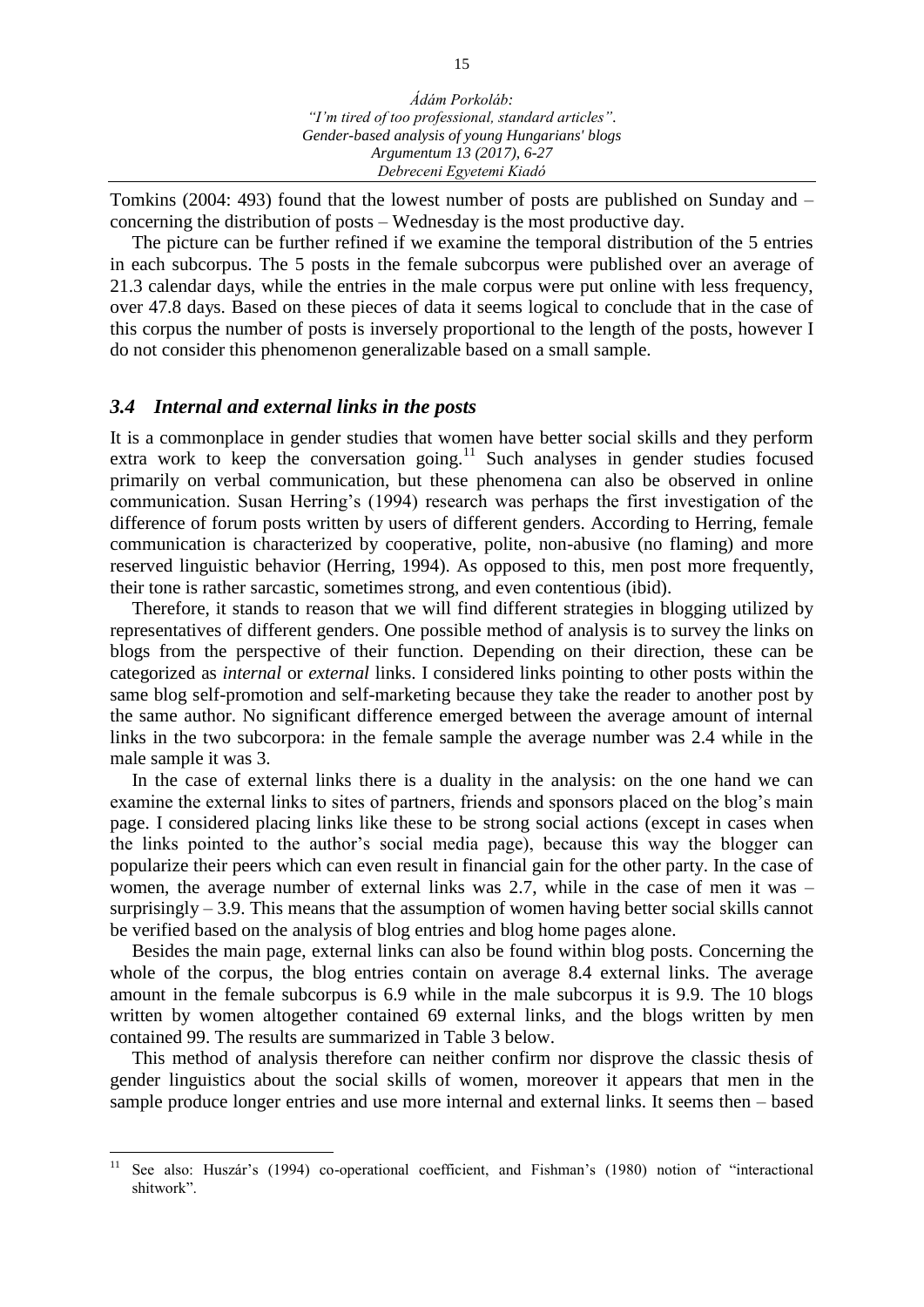Tomkins (2004: 493) found that the lowest number of posts are published on Sunday and – concerning the distribution of posts – Wednesday is the most productive day.

The picture can be further refined if we examine the temporal distribution of the 5 entries in each subcorpus. The 5 posts in the female subcorpus were published over an average of 21.3 calendar days, while the entries in the male corpus were put online with less frequency, over 47.8 days. Based on these pieces of data it seems logical to conclude that in the case of this corpus the number of posts is inversely proportional to the length of the posts, however I do not consider this phenomenon generalizable based on a small sample.

### *3.4 Internal and external links in the posts*

It is a commonplace in gender studies that women have better social skills and they perform extra work to keep the conversation going.[11] Such analyses in gender studies focused primarily on verbal communication, but these phenomena can also be observed in online communication. Susan Herring's (1994) research was perhaps the first investigation of the difference of forum posts written by users of different genders. According to Herring, female communication is characterized by cooperative, polite, non-abusive (no flaming) and more reserved linguistic behavior (Herring, 1994). As opposed to this, men post more frequently, their tone is rather sarcastic, sometimes strong, and even contentious (ibid).

Therefore, it stands to reason that we will find different strategies in blogging utilized by representatives of different genders. One possible method of analysis is to survey the links on blogs from the perspective of their function. Depending on their direction, these can be categorized as *internal* or *external* links. I considered links pointing to other posts within the same blog self-promotion and self-marketing because they take the reader to another post by the same author. No significant difference emerged between the average amount of internal links in the two subcorpora: in the female sample the average number was 2.4 while in the male sample it was 3.

In the case of external links there is a duality in the analysis: on the one hand we can examine the external links to sites of partners, friends and sponsors placed on the blog's main page. I considered placing links like these to be strong social actions (except in cases when the links pointed to the author's social media page), because this way the blogger can popularize their peers which can even result in financial gain for the other party. In the case of women, the average number of external links was 2.7, while in the case of men it was – surprisingly – 3.9. This means that the assumption of women having better social skills cannot be verified based on the analysis of blog entries and blog home pages alone.

Besides the main page, external links can also be found within blog posts. Concerning the whole of the corpus, the blog entries contain on average 8.4 external links. The average amount in the female subcorpus is 6.9 while in the male subcorpus it is 9.9. The 10 blogs written by women altogether contained 69 external links, and the blogs written by men contained 99. The results are summarized in Table 3 below.

This method of analysis therefore can neither confirm nor disprove the classic thesis of gender linguistics about the social skills of women, moreover it appears that men in the sample produce longer entries and use more internal and external links. It seems then – based

[11] See also: Huszár's (1994) co-operational coefficient, and Fishman's (1980) notion of "interactional shitwork".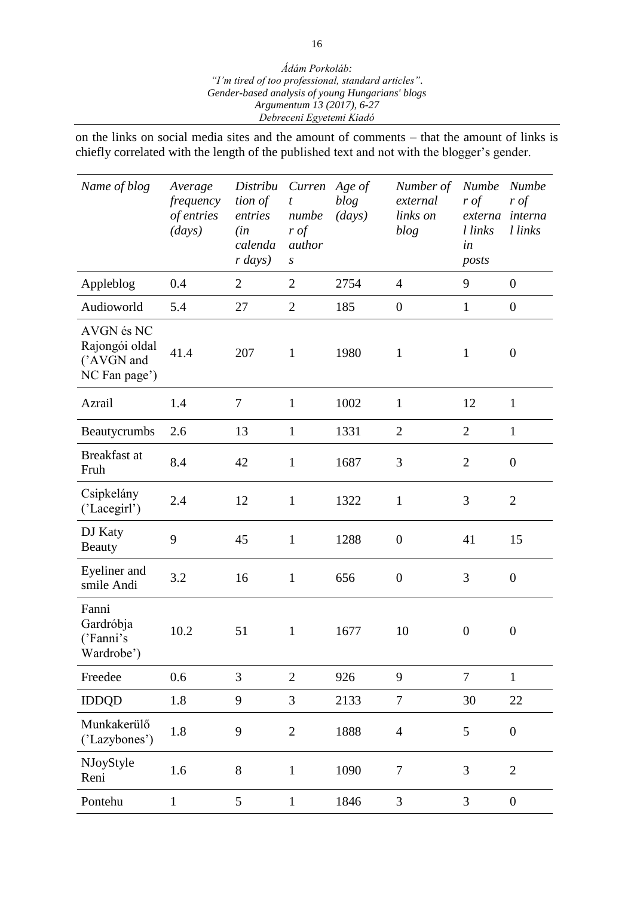on the links on social media sites and the amount of comments – that the amount of links is chiefly correlated with the length of the published text and not with the blogger's gender.

| *Name of blog* | *Average frequency of entries (days)* | *Distribution of entries (in calendar days)* | *Current number of authors* | *Age of blog (days)* | *Number of external links on blog* | *Number of external links in posts* | *Number of internal links* |
|---|---|---|---|---|---|---|---|
| Appleblog | 0.4 | 2 | 2 | 2754 | 4 | 9 | 0 |
| Audioworld | 5.4 | 27 | 2 | 185 | 0 | 1 | 0 |
| AVGN és NC Rajongói oldal ('AVGN and NC Fan page') | 41.4 | 207 | 1 | 1980 | 1 | 1 | 0 |
| Azrail | 1.4 | 7 | 1 | 1002 | 1 | 12 | 1 |
| Beautycrumbs | 2.6 | 13 | 1 | 1331 | 2 | 2 | 1 |
| Breakfast at Fruh | 8.4 | 42 | 1 | 1687 | 3 | 2 | 0 |
| Csipkelány ('Lacegirl') | 2.4 | 12 | 1 | 1322 | 1 | 3 | 2 |
| DJ Katy Beauty | 9 | 45 | 1 | 1288 | 0 | 41 | 15 |
| Eyeliner and smile Andi | 3.2 | 16 | 1 | 656 | 0 | 3 | 0 |
| Fanni Gardróbja ('Fanni's Wardrobe') | 10.2 | 51 | 1 | 1677 | 10 | 0 | 0 |
| Freedee | 0.6 | 3 | 2 | 926 | 9 | 7 | 1 |
| IDDQD | 1.8 | 9 | 3 | 2133 | 7 | 30 | 22 |
| Munkakerülő ('Lazybones') | 1.8 | 9 | 2 | 1888 | 4 | 5 | 0 |
| NJoyStyle Reni | 1.6 | 8 | 1 | 1090 | 7 | 3 | 2 |
| Pontehu | 1 | 5 | 1 | 1846 | 3 | 3 | 0 |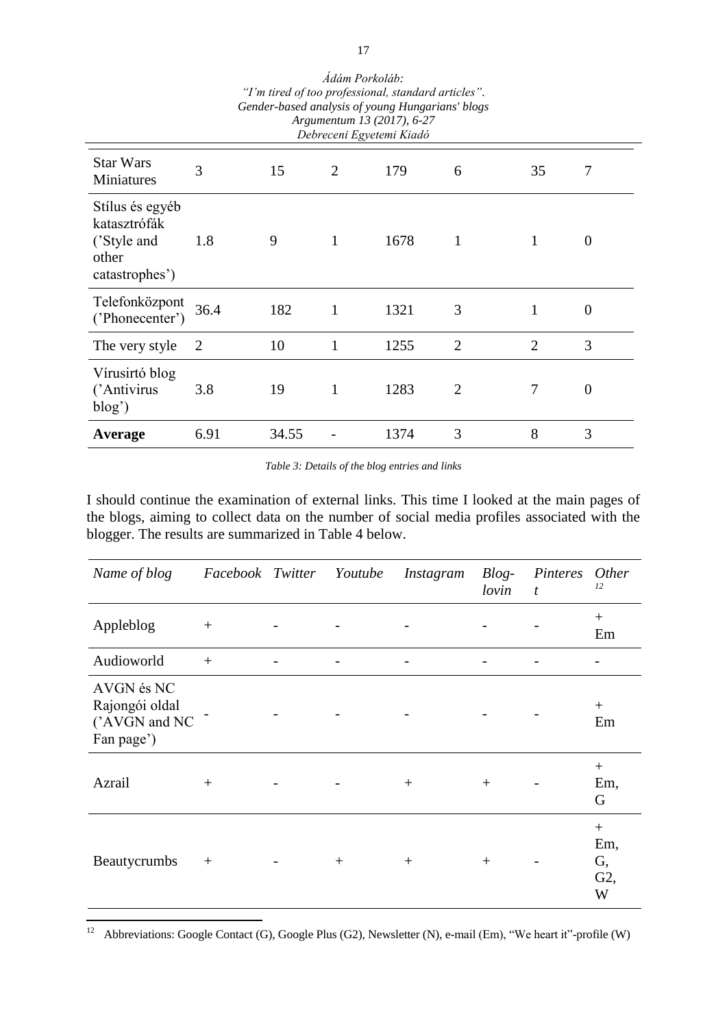| | | | | | | | |
|---|---|---|---|---|---|---|---|
| Star Wars Miniatures | 3 | 15 | 2 | 179 | 6 | 35 | 7 |
| Stílus és egyéb katasztrófák ('Style and other catastrophes') | 1.8 | 9 | 1 | 1678 | 1 | 1 | 0 |
| Telefonközpont ('Phonecenter') | 36.4 | 182 | 1 | 1321 | 3 | 1 | 0 |
| The very style | 2 | 10 | 1 | 1255 | 2 | 2 | 3 |
| Vírusirtó blog ('Antivirus blog') | 3.8 | 19 | 1 | 1283 | 2 | 7 | 0 |
| **Average** | 6.91 | 34.55 | - | 1374 | 3 | 8 | 3 |

*Table 3: Details of the blog entries and links*

I should continue the examination of external links. This time I looked at the main pages of the blogs, aiming to collect data on the number of social media profiles associated with the blogger. The results are summarized in Table 4 below.

| *Name of blog* | *Facebook* | *Twitter* | *Youtube* | *Instagram* | *Blog-lovin* | *Pinterest* | *Other*[12] |
|---|---|---|---|---|---|---|---|
| Appleblog | + | - | - | - | - | - | + Em |
| Audioworld | + | - | - | - | - | - | - |
| AVGN és NC Rajongói oldal ('AVGN and NC Fan page') | - | - | - | - | - | - | + Em |
| Azrail | + | - | - | + | + | - | + Em, G |
| Beautycrumbs | + | - | + | + | + | - | + Em, G, G2, W |

[12] Abbreviations: Google Contact (G), Google Plus (G2), Newsletter (N), e-mail (Em), "We heart it"-profile (W)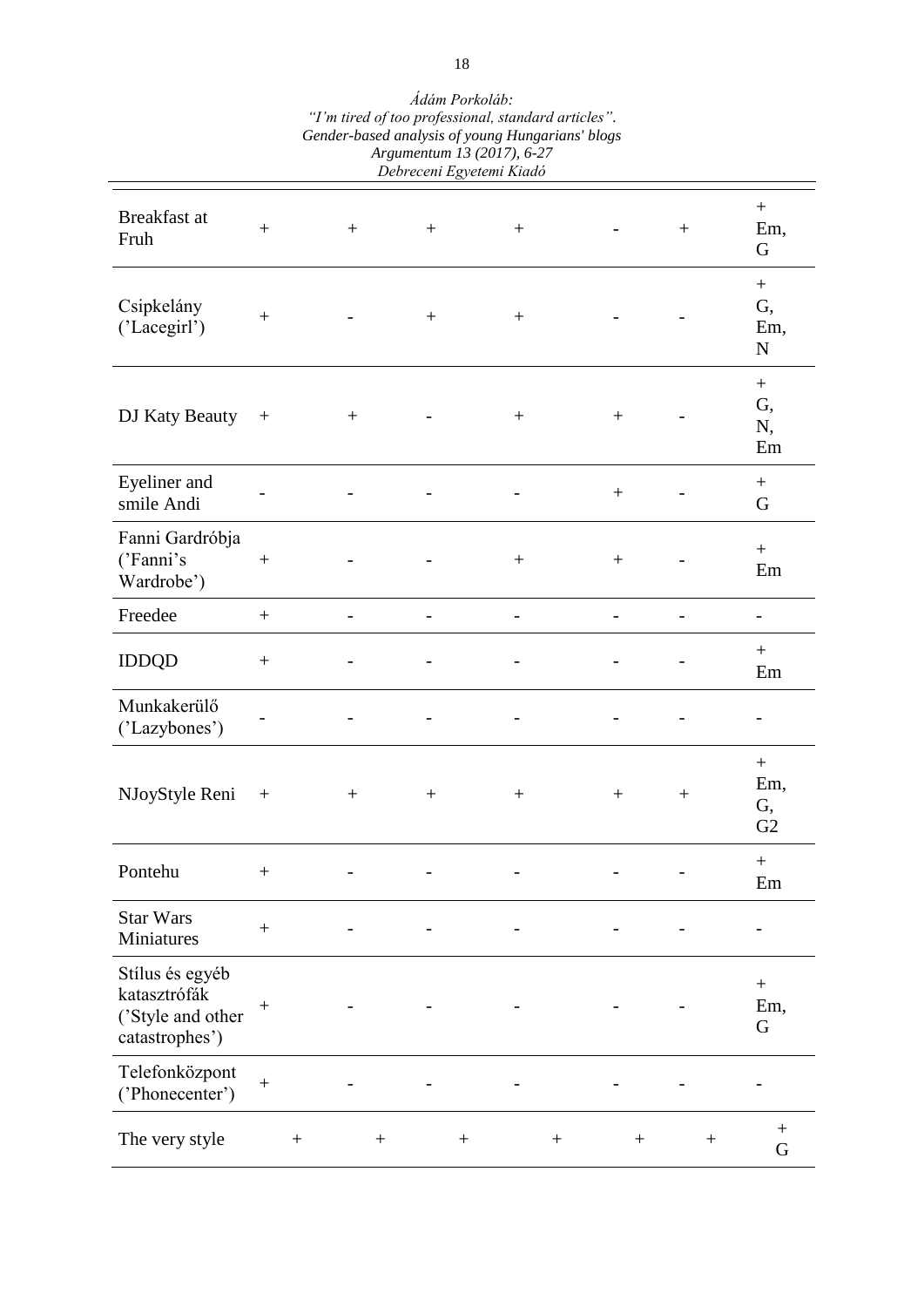| | | | | | | | |
|---|---|---|---|---|---|---|---|
| Breakfast at Fruh | + | + | + | + | - | + | + Em, G |
| Csipkelány ('Lacegirl') | + | - | + | + | - | - | + G, Em, N |
| DJ Katy Beauty | + | + | - | + | + | - | + G, N, Em |
| Eyeliner and smile Andi | - | - | - | - | + | - | + G |
| Fanni Gardróbja ('Fanni's Wardrobe') | + | - | - | + | + | - | + Em |
| Freedee | + | - | - | - | - | - | - |
| IDDQD | + | - | - | - | - | - | + Em |
| Munkakerülő ('Lazybones') | - | - | - | - | - | - | - |
| NJoyStyle Reni | + | + | + | + | + | + | + Em, G, G2 |
| Pontehu | + | - | - | - | - | - | + Em |
| Star Wars Miniatures | + | - | - | - | - | - | - |
| Stílus és egyéb katasztrófák ('Style and other catastrophes') | + | - | - | - | - | - | + Em, G |
| Telefonközpont ('Phonecenter') | + | - | - | - | - | - | - |
| The very style | + | + | + | + | + | + | + G |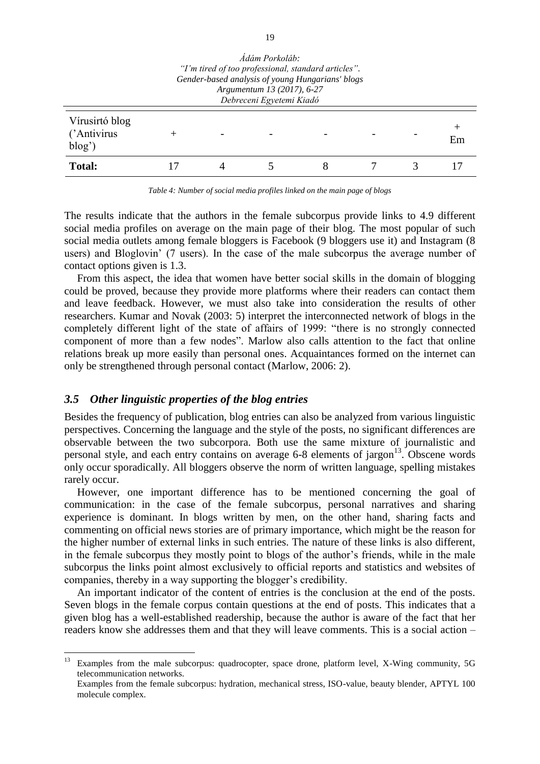| Vírusirtó blog ('Antivirus blog') | + | - | - | - | - | - | + Em |
|---|---|---|---|---|---|---|---|
| **Total:** | 17 | 4 | 5 | 8 | 7 | 3 | 17 |

*Table 4: Number of social media profiles linked on the main page of blogs*

The results indicate that the authors in the female subcorpus provide links to 4.9 different social media profiles on average on the main page of their blog. The most popular of such social media outlets among female bloggers is Facebook (9 bloggers use it) and Instagram (8 users) and Bloglovin' (7 users). In the case of the male subcorpus the average number of contact options given is 1.3.

From this aspect, the idea that women have better social skills in the domain of blogging could be proved, because they provide more platforms where their readers can contact them and leave feedback. However, we must also take into consideration the results of other researchers. Kumar and Novak (2003: 5) interpret the interconnected network of blogs in the completely different light of the state of affairs of 1999: "there is no strongly connected component of more than a few nodes". Marlow also calls attention to the fact that online relations break up more easily than personal ones. Acquaintances formed on the internet can only be strengthened through personal contact (Marlow, 2006: 2).

### *3.5 Other linguistic properties of the blog entries*

Besides the frequency of publication, blog entries can also be analyzed from various linguistic perspectives. Concerning the language and the style of the posts, no significant differences are observable between the two subcorpora. Both use the same mixture of journalistic and personal style, and each entry contains on average 6-8 elements of jargon[13]. Obscene words only occur sporadically. All bloggers observe the norm of written language, spelling mistakes rarely occur.

However, one important difference has to be mentioned concerning the goal of communication: in the case of the female subcorpus, personal narratives and sharing experience is dominant. In blogs written by men, on the other hand, sharing facts and commenting on official news stories are of primary importance, which might be the reason for the higher number of external links in such entries. The nature of these links is also different, in the female subcorpus they mostly point to blogs of the author's friends, while in the male subcorpus the links point almost exclusively to official reports and statistics and websites of companies, thereby in a way supporting the blogger's credibility.

An important indicator of the content of entries is the conclusion at the end of the posts. Seven blogs in the female corpus contain questions at the end of posts. This indicates that a given blog has a well-established readership, because the author is aware of the fact that her readers know she addresses them and that they will leave comments. This is a social action –

---

[13] Examples from the male subcorpus: quadrocopter, space drone, platform level, X-Wing community, 5G telecommunication networks.
Examples from the female subcorpus: hydration, mechanical stress, ISO-value, beauty blender, APTYL 100 molecule complex.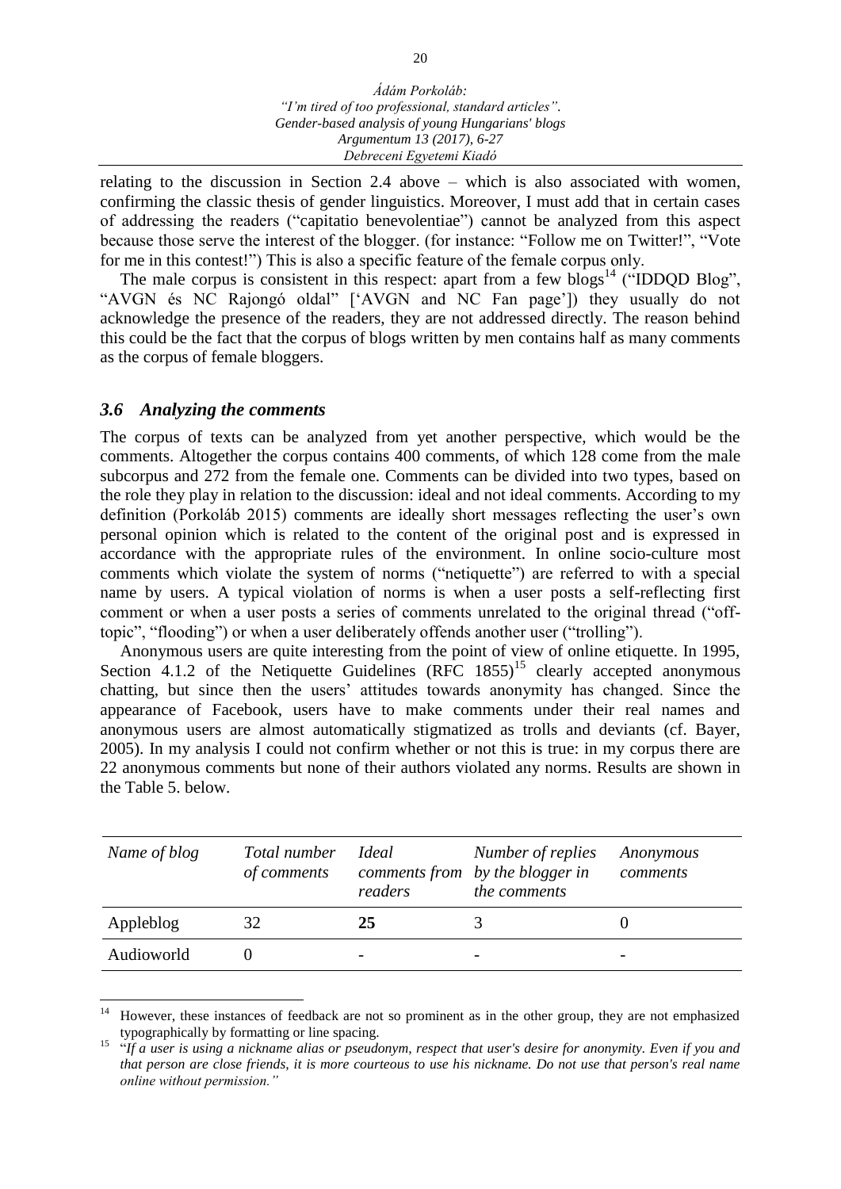relating to the discussion in Section 2.4 above – which is also associated with women, confirming the classic thesis of gender linguistics. Moreover, I must add that in certain cases of addressing the readers ("capitatio benevolentiae") cannot be analyzed from this aspect because those serve the interest of the blogger. (for instance: "Follow me on Twitter!", "Vote for me in this contest!") This is also a specific feature of the female corpus only.

The male corpus is consistent in this respect: apart from a few blogs[14] ("IDDQD Blog", "AVGN és NC Rajongó oldal" ['AVGN and NC Fan page']) they usually do not acknowledge the presence of the readers, they are not addressed directly. The reason behind this could be the fact that the corpus of blogs written by men contains half as many comments as the corpus of female bloggers.

### *3.6 Analyzing the comments*

The corpus of texts can be analyzed from yet another perspective, which would be the comments. Altogether the corpus contains 400 comments, of which 128 come from the male subcorpus and 272 from the female one. Comments can be divided into two types, based on the role they play in relation to the discussion: ideal and not ideal comments. According to my definition (Porkoláb 2015) comments are ideally short messages reflecting the user's own personal opinion which is related to the content of the original post and is expressed in accordance with the appropriate rules of the environment. In online socio-culture most comments which violate the system of norms ("netiquette") are referred to with a special name by users. A typical violation of norms is when a user posts a self-reflecting first comment or when a user posts a series of comments unrelated to the original thread ("off-topic", "flooding") or when a user deliberately offends another user ("trolling").

Anonymous users are quite interesting from the point of view of online etiquette. In 1995, Section 4.1.2 of the Netiquette Guidelines (RFC 1855)[15] clearly accepted anonymous chatting, but since then the users' attitudes towards anonymity has changed. Since the appearance of Facebook, users have to make comments under their real names and anonymous users are almost automatically stigmatized as trolls and deviants (cf. Bayer, 2005). In my analysis I could not confirm whether or not this is true: in my corpus there are 22 anonymous comments but none of their authors violated any norms. Results are shown in the Table 5. below.

| *Name of blog* | *Total number of comments* | *Ideal comments from readers* | *Number of replies by the blogger in the comments* | *Anonymous comments* |
|---|---|---|---|---|
| Appleblog | 32 | **25** | 3 | 0 |
| Audioworld | 0 | - | - | - |

[14] However, these instances of feedback are not so prominent as in the other group, they are not emphasized typographically by formatting or line spacing.

[15] "*If a user is using a nickname alias or pseudonym, respect that user's desire for anonymity. Even if you and that person are close friends, it is more courteous to use his nickname. Do not use that person's real name online without permission.*"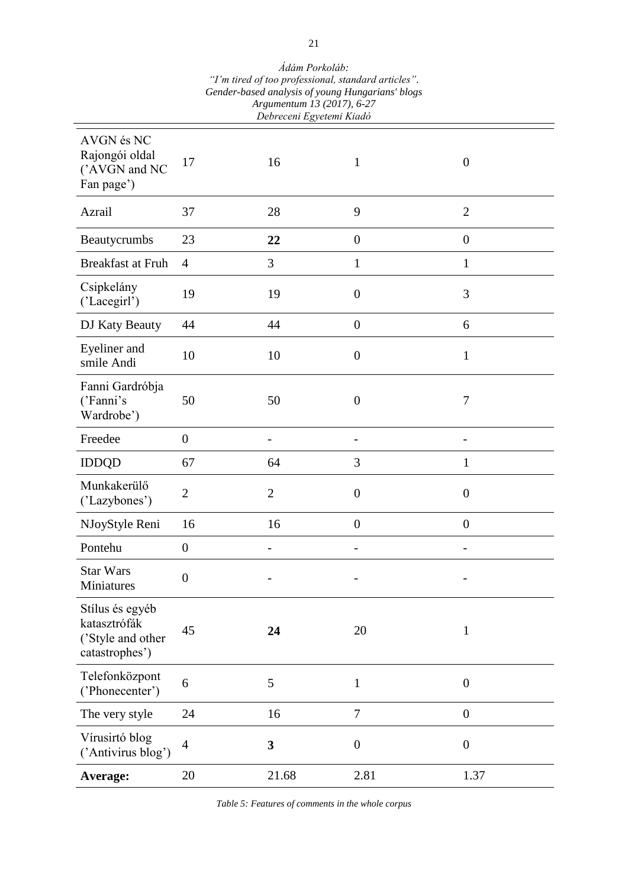| | | | | |
|---|---|---|---|---|
| AVGN és NC Rajongói oldal ('AVGN and NC Fan page') | 17 | 16 | 1 | 0 |
| Azrail | 37 | 28 | 9 | 2 |
| Beautycrumbs | 23 | **22** | 0 | 0 |
| Breakfast at Fruh | 4 | 3 | 1 | 1 |
| Csipkelány ('Lacegirl') | 19 | 19 | 0 | 3 |
| DJ Katy Beauty | 44 | 44 | 0 | 6 |
| Eyeliner and smile Andi | 10 | 10 | 0 | 1 |
| Fanni Gardróbja ('Fanni's Wardrobe') | 50 | 50 | 0 | 7 |
| Freedee | 0 | - | - | - |
| IDDQD | 67 | 64 | 3 | 1 |
| Munkakerülő ('Lazybones') | 2 | 2 | 0 | 0 |
| NJoyStyle Reni | 16 | 16 | 0 | 0 |
| Pontehu | 0 | - | - | - |
| Star Wars Miniatures | 0 | - | - | - |
| Stílus és egyéb katasztrófák ('Style and other catastrophes') | 45 | **24** | 20 | 1 |
| Telefonközpont ('Phonecenter') | 6 | 5 | 1 | 0 |
| The very style | 24 | 16 | 7 | 0 |
| Vírusirtó blog ('Antivirus blog') | 4 | **3** | 0 | 0 |
| **Average:** | 20 | 21.68 | 2.81 | 1.37 |

*Table 5: Features of comments in the whole corpus*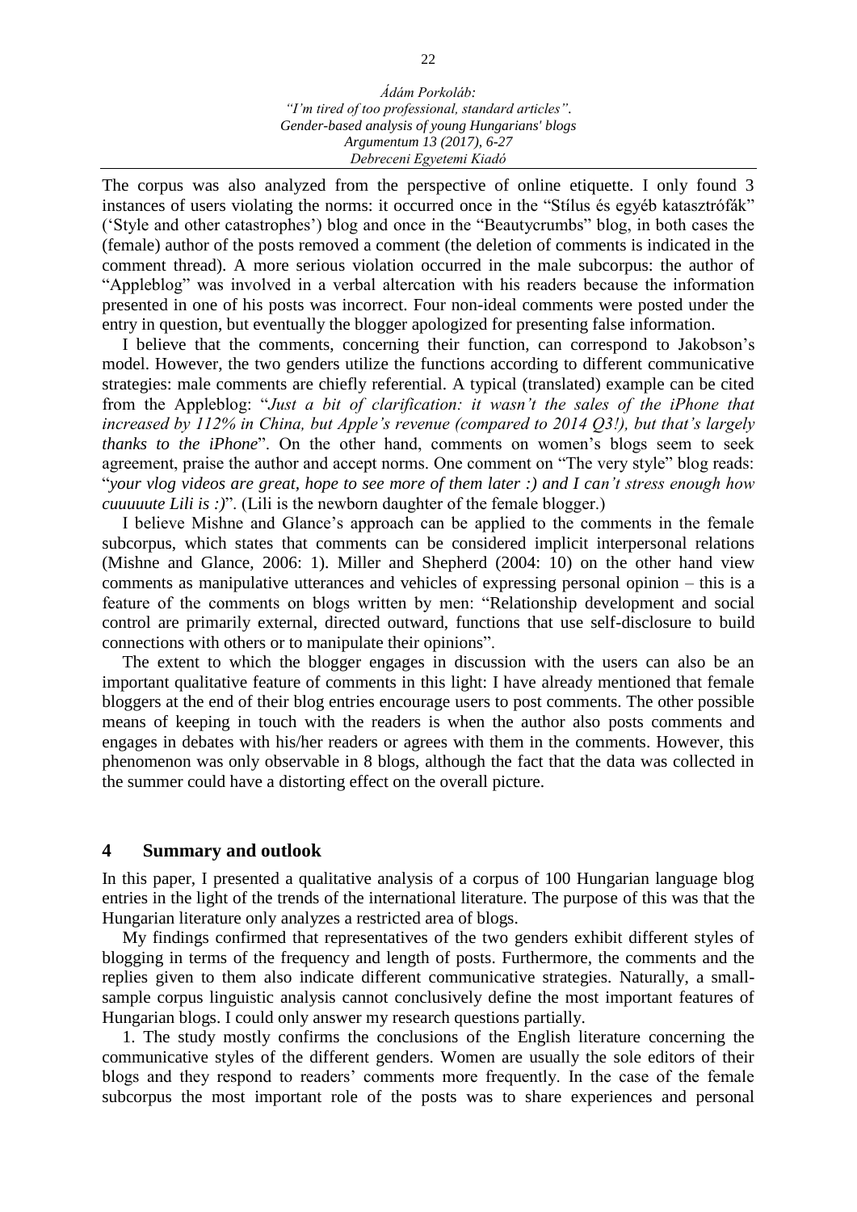The corpus was also analyzed from the perspective of online etiquette. I only found 3 instances of users violating the norms: it occurred once in the "Stílus és egyéb katasztrófák" ('Style and other catastrophes') blog and once in the "Beautycrumbs" blog, in both cases the (female) author of the posts removed a comment (the deletion of comments is indicated in the comment thread). A more serious violation occurred in the male subcorpus: the author of "Appleblog" was involved in a verbal altercation with his readers because the information presented in one of his posts was incorrect. Four non-ideal comments were posted under the entry in question, but eventually the blogger apologized for presenting false information.

I believe that the comments, concerning their function, can correspond to Jakobson's model. However, the two genders utilize the functions according to different communicative strategies: male comments are chiefly referential. A typical (translated) example can be cited from the Appleblog: "*Just a bit of clarification: it wasn't the sales of the iPhone that increased by 112% in China, but Apple's revenue (compared to 2014 Q3!), but that's largely thanks to the iPhone*". On the other hand, comments on women's blogs seem to seek agreement, praise the author and accept norms. One comment on "The very style" blog reads: "*your vlog videos are great, hope to see more of them later :) and I can't stress enough how cuuuuute Lili is :)*". (Lili is the newborn daughter of the female blogger.)

I believe Mishne and Glance's approach can be applied to the comments in the female subcorpus, which states that comments can be considered implicit interpersonal relations (Mishne and Glance, 2006: 1). Miller and Shepherd (2004: 10) on the other hand view comments as manipulative utterances and vehicles of expressing personal opinion – this is a feature of the comments on blogs written by men: "Relationship development and social control are primarily external, directed outward, functions that use self-disclosure to build connections with others or to manipulate their opinions".

The extent to which the blogger engages in discussion with the users can also be an important qualitative feature of comments in this light: I have already mentioned that female bloggers at the end of their blog entries encourage users to post comments. The other possible means of keeping in touch with the readers is when the author also posts comments and engages in debates with his/her readers or agrees with them in the comments. However, this phenomenon was only observable in 8 blogs, although the fact that the data was collected in the summer could have a distorting effect on the overall picture.

## 4 Summary and outlook

In this paper, I presented a qualitative analysis of a corpus of 100 Hungarian language blog entries in the light of the trends of the international literature. The purpose of this was that the Hungarian literature only analyzes a restricted area of blogs.

My findings confirmed that representatives of the two genders exhibit different styles of blogging in terms of the frequency and length of posts. Furthermore, the comments and the replies given to them also indicate different communicative strategies. Naturally, a small-sample corpus linguistic analysis cannot conclusively define the most important features of Hungarian blogs. I could only answer my research questions partially.

1. The study mostly confirms the conclusions of the English literature concerning the communicative styles of the different genders. Women are usually the sole editors of their blogs and they respond to readers' comments more frequently. In the case of the female subcorpus the most important role of the posts was to share experiences and personal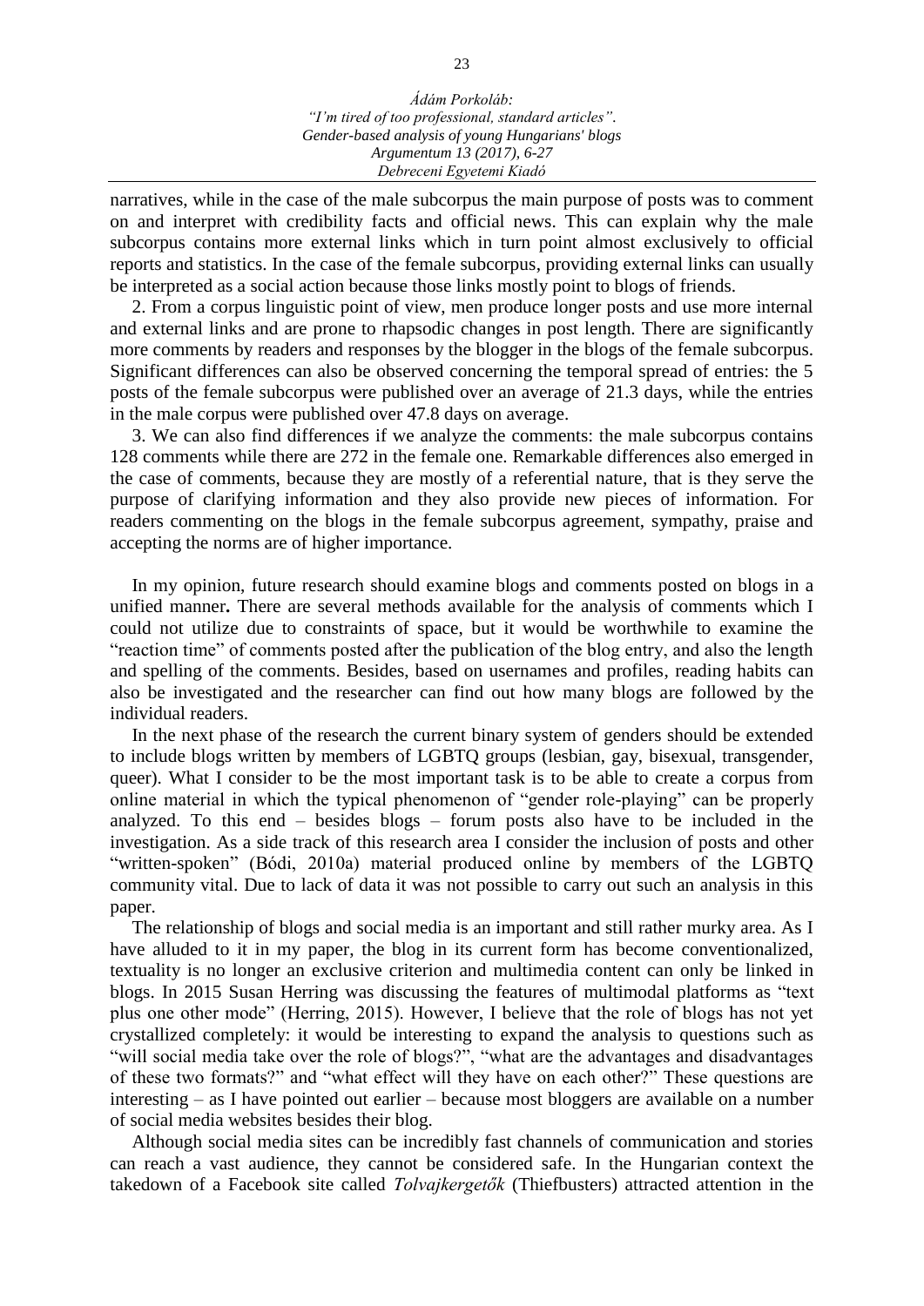narratives, while in the case of the male subcorpus the main purpose of posts was to comment on and interpret with credibility facts and official news. This can explain why the male subcorpus contains more external links which in turn point almost exclusively to official reports and statistics. In the case of the female subcorpus, providing external links can usually be interpreted as a social action because those links mostly point to blogs of friends.

2. From a corpus linguistic point of view, men produce longer posts and use more internal and external links and are prone to rhapsodic changes in post length. There are significantly more comments by readers and responses by the blogger in the blogs of the female subcorpus. Significant differences can also be observed concerning the temporal spread of entries: the 5 posts of the female subcorpus were published over an average of 21.3 days, while the entries in the male corpus were published over 47.8 days on average.

3. We can also find differences if we analyze the comments: the male subcorpus contains 128 comments while there are 272 in the female one. Remarkable differences also emerged in the case of comments, because they are mostly of a referential nature, that is they serve the purpose of clarifying information and they also provide new pieces of information. For readers commenting on the blogs in the female subcorpus agreement, sympathy, praise and accepting the norms are of higher importance.

In my opinion, future research should examine blogs and comments posted on blogs in a unified manner**.** There are several methods available for the analysis of comments which I could not utilize due to constraints of space, but it would be worthwhile to examine the "reaction time" of comments posted after the publication of the blog entry, and also the length and spelling of the comments. Besides, based on usernames and profiles, reading habits can also be investigated and the researcher can find out how many blogs are followed by the individual readers.

In the next phase of the research the current binary system of genders should be extended to include blogs written by members of LGBTQ groups (lesbian, gay, bisexual, transgender, queer). What I consider to be the most important task is to be able to create a corpus from online material in which the typical phenomenon of "gender role-playing" can be properly analyzed. To this end – besides blogs – forum posts also have to be included in the investigation. As a side track of this research area I consider the inclusion of posts and other "written-spoken" (Bódi, 2010a) material produced online by members of the LGBTQ community vital. Due to lack of data it was not possible to carry out such an analysis in this paper.

The relationship of blogs and social media is an important and still rather murky area. As I have alluded to it in my paper, the blog in its current form has become conventionalized, textuality is no longer an exclusive criterion and multimedia content can only be linked in blogs. In 2015 Susan Herring was discussing the features of multimodal platforms as "text plus one other mode" (Herring, 2015). However, I believe that the role of blogs has not yet crystallized completely: it would be interesting to expand the analysis to questions such as "will social media take over the role of blogs?", "what are the advantages and disadvantages of these two formats?" and "what effect will they have on each other?" These questions are interesting – as I have pointed out earlier – because most bloggers are available on a number of social media websites besides their blog.

Although social media sites can be incredibly fast channels of communication and stories can reach a vast audience, they cannot be considered safe. In the Hungarian context the takedown of a Facebook site called *Tolvajkergetők* (Thiefbusters) attracted attention in the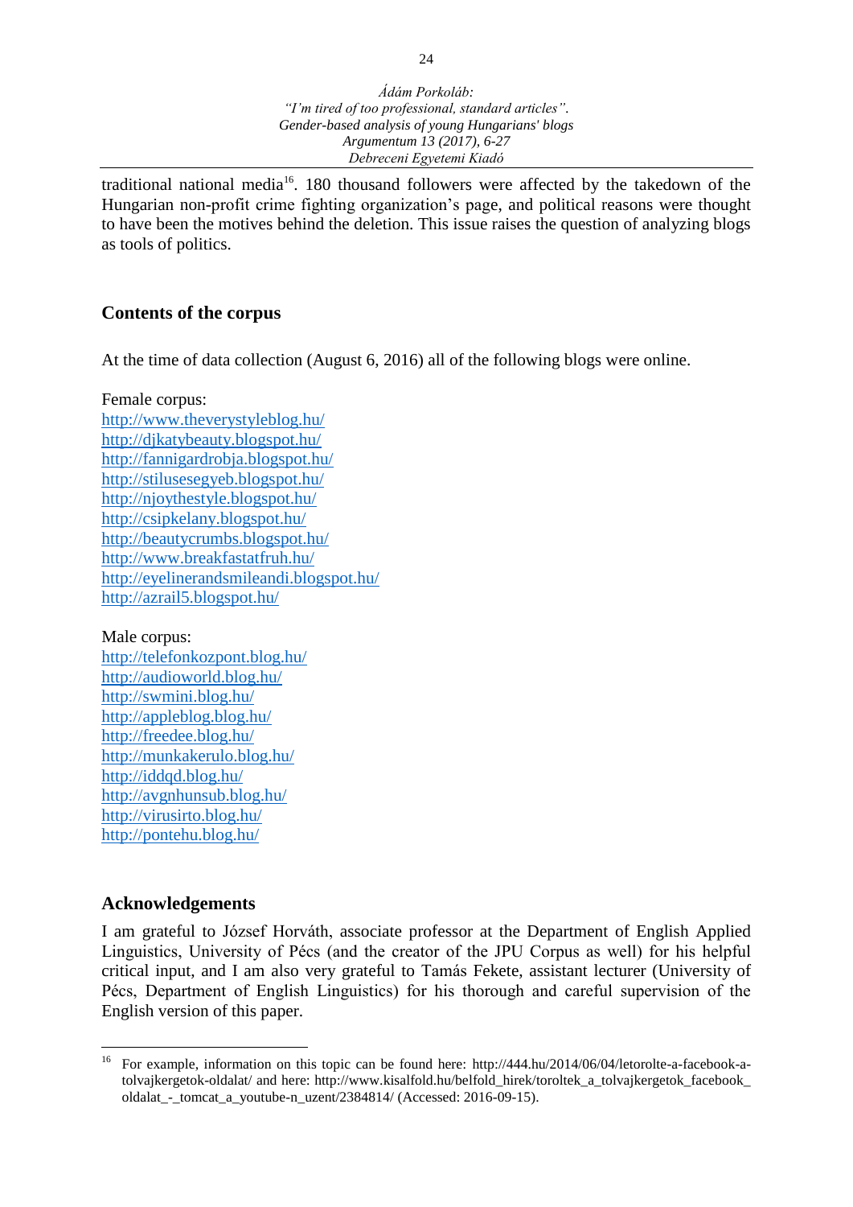traditional national media[16]. 180 thousand followers were affected by the takedown of the Hungarian non-profit crime fighting organization's page, and political reasons were thought to have been the motives behind the deletion. This issue raises the question of analyzing blogs as tools of politics.

## Contents of the corpus

At the time of data collection (August 6, 2016) all of the following blogs were online.

Female corpus:
http://www.theverystyleblog.hu/
http://djkatybeauty.blogspot.hu/
http://fannigardrobja.blogspot.hu/
http://stilusesegyeb.blogspot.hu/
http://njoythestyle.blogspot.hu/
http://csipkelany.blogspot.hu/
http://beautycrumbs.blogspot.hu/
http://www.breakfastatfruh.hu/
http://eyelinerandsmileandi.blogspot.hu/
http://azrail5.blogspot.hu/

Male corpus:
http://telefonkozpont.blog.hu/
http://audioworld.blog.hu/
http://swmini.blog.hu/
http://appleblog.blog.hu/
http://freedee.blog.hu/
http://munkakerulo.blog.hu/
http://iddqd.blog.hu/
http://avgnhunsub.blog.hu/
http://virusirto.blog.hu/
http://pontehu.blog.hu/

## Acknowledgements

I am grateful to József Horváth, associate professor at the Department of English Applied Linguistics, University of Pécs (and the creator of the JPU Corpus as well) for his helpful critical input, and I am also very grateful to Tamás Fekete, assistant lecturer (University of Pécs, Department of English Linguistics) for his thorough and careful supervision of the English version of this paper.

---

[16] For example, information on this topic can be found here: http://444.hu/2014/06/04/letorolte-a-facebook-a-tolvajkergetok-oldalat/ and here: http://www.kisalfold.hu/belfold_hirek/toroltek_a_tolvajkergetok_facebook_oldalat_-_tomcat_a_youtube-n_uzent/2384814/ (Accessed: 2016-09-15).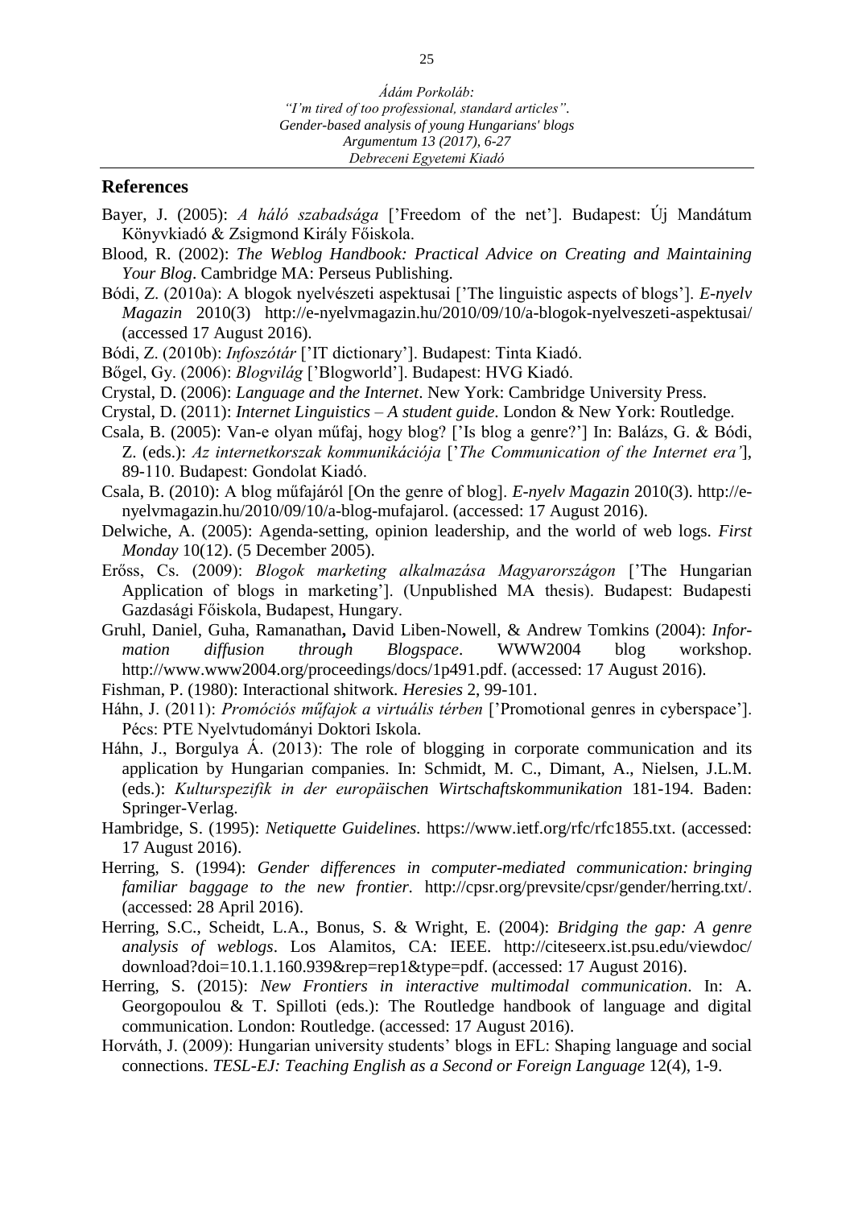## References

Bayer, J. (2005): *A háló szabadsága* ['Freedom of the net']. Budapest: Új Mandátum Könyvkiadó & Zsigmond Király Főiskola.

Blood, R. (2002): *The Weblog Handbook: Practical Advice on Creating and Maintaining Your Blog*. Cambridge MA: Perseus Publishing.

Bódi, Z. (2010a): A blogok nyelvészeti aspektusai ['The linguistic aspects of blogs']. *E-nyelv Magazin* 2010(3) http://e-nyelvmagazin.hu/2010/09/10/a-blogok-nyelveszeti-aspektusai/ (accessed 17 August 2016).

Bódi, Z. (2010b): *Infoszótár* ['IT dictionary']. Budapest: Tinta Kiadó.

Bőgel, Gy. (2006): *Blogvilág* ['Blogworld']. Budapest: HVG Kiadó.

Crystal, D. (2006): *Language and the Internet*. New York: Cambridge University Press.

Crystal, D. (2011): *Internet Linguistics – A student guide*. London & New York: Routledge.

Csala, B. (2005): Van-e olyan műfaj, hogy blog? ['Is blog a genre?'] In: Balázs, G. & Bódi, Z. (eds.): *Az internetkorszak kommunikációja* ['*The Communication of the Internet era'*], 89-110. Budapest: Gondolat Kiadó.

Csala, B. (2010): A blog műfajáról [On the genre of blog]. *E-nyelv Magazin* 2010(3). http://e-nyelvmagazin.hu/2010/09/10/a-blog-mufajarol. (accessed: 17 August 2016).

Delwiche, A. (2005): Agenda-setting, opinion leadership, and the world of web logs. *First Monday* 10(12). (5 December 2005).

Erőss, Cs. (2009): *Blogok marketing alkalmazása Magyarországon* ['The Hungarian Application of blogs in marketing']. (Unpublished MA thesis). Budapest: Budapesti Gazdasági Főiskola, Budapest, Hungary.

Gruhl, Daniel, Guha, Ramanathan**,** David Liben-Nowell, & Andrew Tomkins (2004): *Information diffusion through Blogspace*. WWW2004 blog workshop. http://www.www2004.org/proceedings/docs/1p491.pdf. (accessed: 17 August 2016).

Fishman, P. (1980): Interactional shitwork*. Heresies* 2, 99-101.

Háhn, J. (2011): *Promóciós műfajok a virtuális térben* ['Promotional genres in cyberspace']. Pécs: PTE Nyelvtudományi Doktori Iskola.

Háhn, J., Borgulya Á. (2013): The role of blogging in corporate communication and its application by Hungarian companies. In: Schmidt, M. C., Dimant, A., Nielsen, J.L.M. (eds.): *Kulturspezifik in der europäischen Wirtschaftskommunikation* 181-194. Baden: Springer-Verlag.

Hambridge, S. (1995): *Netiquette Guidelines.* https://www.ietf.org/rfc/rfc1855.txt. (accessed: 17 August 2016).

Herring, S. (1994): *Gender differences in computer-mediated communication: bringing familiar baggage to the new frontier.* http://cpsr.org/prevsite/cpsr/gender/herring.txt/. (accessed: 28 April 2016).

Herring, S.C., Scheidt, L.A., Bonus, S. & Wright, E. (2004): *Bridging the gap: A genre analysis of weblogs*. Los Alamitos, CA: IEEE. http://citeseerx.ist.psu.edu/viewdoc/download?doi=10.1.1.160.939&rep=rep1&type=pdf. (accessed: 17 August 2016).

Herring, S. (2015): *New Frontiers in interactive multimodal communication*. In: A. Georgopoulou & T. Spilloti (eds.): The Routledge handbook of language and digital communication. London: Routledge. (accessed: 17 August 2016).

Horváth, J. (2009): Hungarian university students' blogs in EFL: Shaping language and social connections. *TESL-EJ: Teaching English as a Second or Foreign Language* 12(4), 1-9.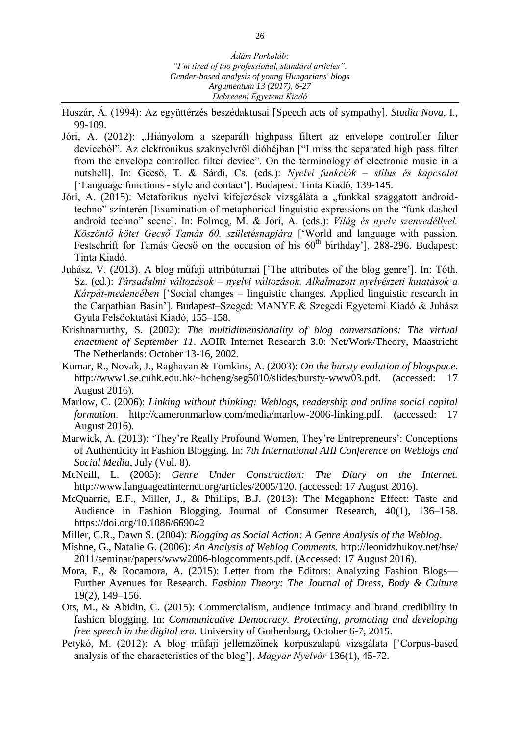Huszár, Á. (1994): Az együttérzés beszédaktusai [Speech acts of sympathy]. *Studia Nova*, I., 99-109.

Jóri, A. (2012): „Hiányolom a szeparált highpass filtert az envelope controller filter deviceból". Az elektronikus szaknyelvről dióhéjban ["I miss the separated high pass filter from the envelope controlled filter device". On the terminology of electronic music in a nutshell]. In: Gecső, T. & Sárdi, Cs. (eds.): *Nyelvi funkciók – stílus és kapcsolat* ['Language functions - style and contact']. Budapest: Tinta Kiadó, 139-145.

Jóri, A. (2015): Metaforikus nyelvi kifejezések vizsgálata a „funkkal szaggatott android-techno" színterén [Examination of metaphorical linguistic expressions on the "funk-dashed android techno" scene]. In: Folmeg, M. & Jóri, A. (eds.): *Világ és nyelv szenvedéllyel. Köszöntő kötet Gecső Tamás 60. születésnapjára* ['World and language with passion. Festschrift for Tamás Gecső on the occasion of his 60th birthday'], 288-296. Budapest: Tinta Kiadó.

Juhász, V. (2013). A blog műfaji attribútumai ['The attributes of the blog genre']. In: Tóth, Sz. (ed.): *Társadalmi változások – nyelvi változások. Alkalmazott nyelvészeti kutatások a Kárpát-medencében* ['Social changes – linguistic changes. Applied linguistic research in the Carpathian Basin']. Budapest–Szeged: MANYE & Szegedi Egyetemi Kiadó & Juhász Gyula Felsőoktatási Kiadó, 155–158.

Krishnamurthy, S. (2002): *The multidimensionality of blog conversations: The virtual enactment of September 11*. AOIR Internet Research 3.0: Net/Work/Theory, Maastricht The Netherlands: October 13-16, 2002.

Kumar, R., Novak, J., Raghavan & Tomkins, A. (2003): *On the bursty evolution of blogspace*. http://www1.se.cuhk.edu.hk/~hcheng/seg5010/slides/bursty-www03.pdf. (accessed: 17 August 2016).

Marlow, C. (2006): *Linking without thinking: Weblogs, readership and online social capital formation*. http://cameronmarlow.com/media/marlow-2006-linking.pdf. (accessed: 17 August 2016).

Marwick, A. (2013): 'They're Really Profound Women, They're Entrepreneurs': Conceptions of Authenticity in Fashion Blogging. In: *7th International AIII Conference on Weblogs and Social Media*, July (Vol. 8).

McNeill, L. (2005): *Genre Under Construction: The Diary on the Internet.* http://www.languageatinternet.org/articles/2005/120. (accessed: 17 August 2016).

McQuarrie, E.F., Miller, J., & Phillips, B.J. (2013): The Megaphone Effect: Taste and Audience in Fashion Blogging. Journal of Consumer Research, 40(1), 136–158. https://doi.org/10.1086/669042

Miller, C.R., Dawn S. (2004): *Blogging as Social Action: A Genre Analysis of the Weblog*.

Mishne, G., Natalie G. (2006): *An Analysis of Weblog Comments*. http://leonidzhukov.net/hse/2011/seminar/papers/www2006-blogcomments.pdf. (Accessed: 17 August 2016).

Mora, E., & Rocamora, A. (2015): Letter from the Editors: Analyzing Fashion Blogs—Further Avenues for Research. *Fashion Theory: The Journal of Dress, Body & Culture* 19(2), 149–156.

Ots, M., & Abidin, C. (2015): Commercialism, audience intimacy and brand credibility in fashion blogging. In: *Communicative Democracy. Protecting, promoting and developing free speech in the digital era.* University of Gothenburg, October 6-7, 2015.

Petykó, M. (2012): A blog műfaji jellemzőinek korpuszalapú vizsgálata ['Corpus-based analysis of the characteristics of the blog']. *Magyar Nyelvőr* 136(1), 45-72.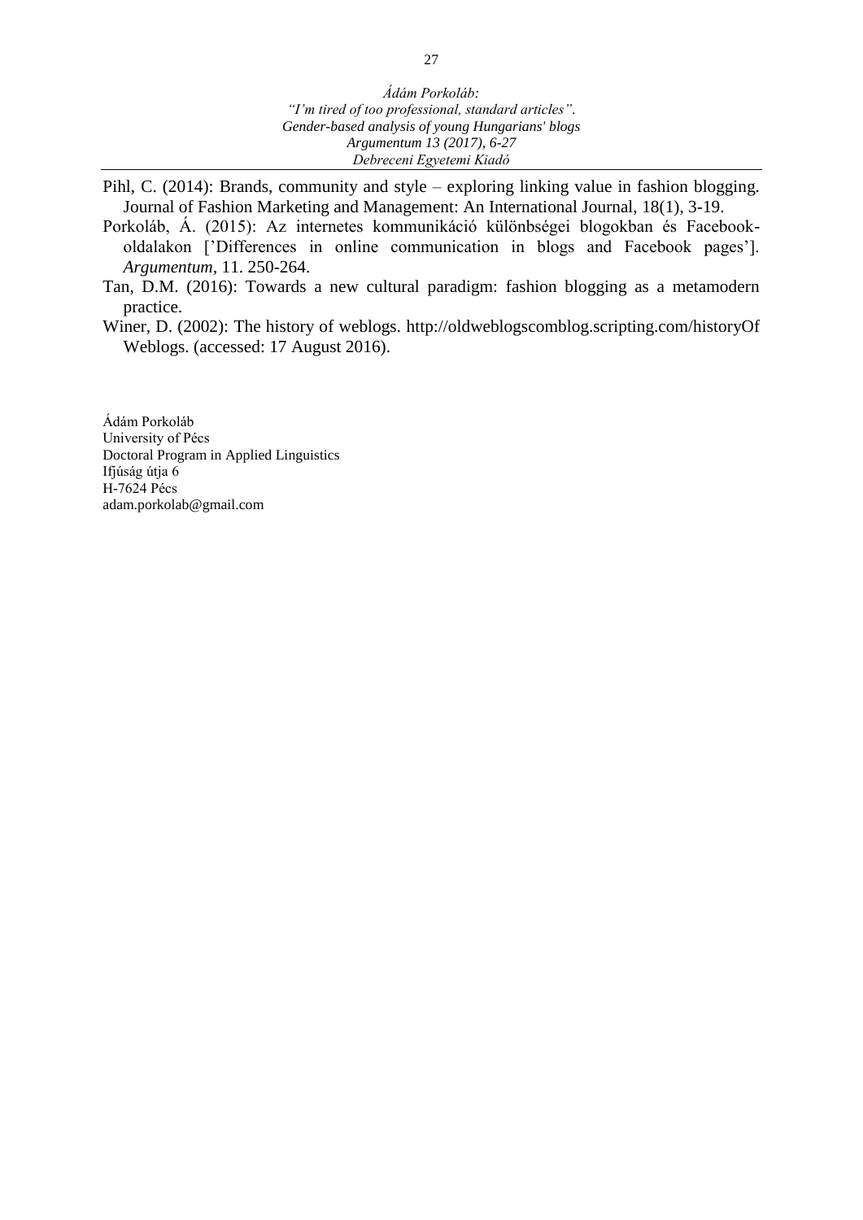Pihl, C. (2014): Brands, community and style – exploring linking value in fashion blogging. Journal of Fashion Marketing and Management: An International Journal, 18(1), 3-19.

Porkoláb, Á. (2015): Az internetes kommunikáció különbségei blogokban és Facebook-oldalakon ['Differences in online communication in blogs and Facebook pages']. *Argumentum*, 11. 250-264.

Tan, D.M. (2016): Towards a new cultural paradigm: fashion blogging as a metamodern practice.

Winer, D. (2002): The history of weblogs. http://oldweblogscomblog.scripting.com/historyOfWeblogs. (accessed: 17 August 2016).

Ádám Porkoláb
University of Pécs
Doctoral Program in Applied Linguistics
Ifjúság útja 6
H-7624 Pécs
adam.porkolab@gmail.com